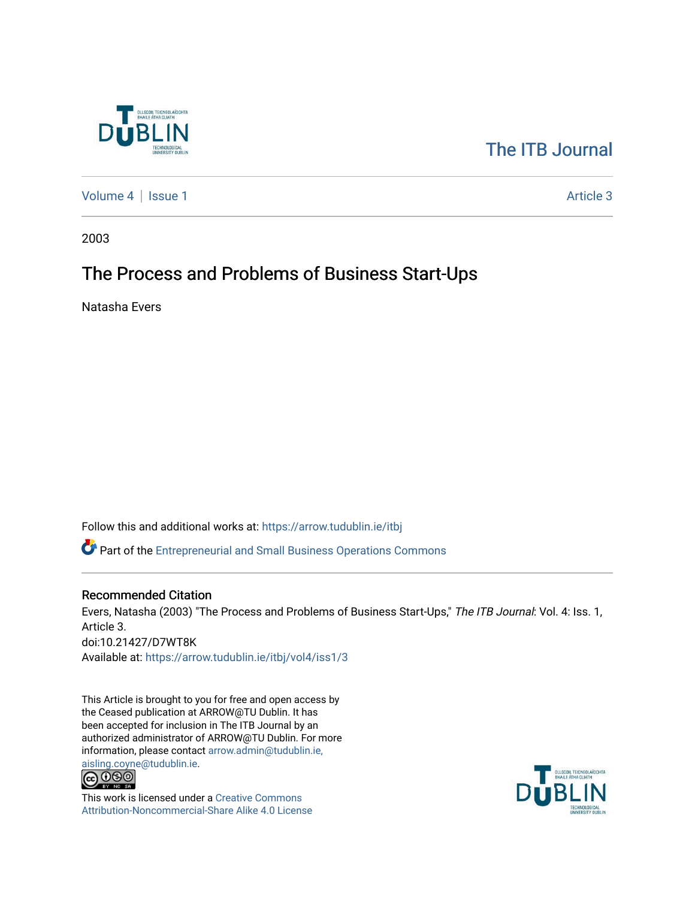The ITB Journal

Volume 4 | Issue 1 Article 3

2003

# The Process and Problems of Business Start-Ups

Natasha Evers

Follow this and additional works at: https://arrow.tudublin.ie/itbj

Part of the Entrepreneurial and Small Business Operations Commons

## Recommended Citation

Evers, Natasha (2003) "The Process and Problems of Business Start-Ups," *The ITB Journal*: Vol. 4: Iss. 1, Article 3.
doi:10.21427/D7WT8K
Available at: https://arrow.tudublin.ie/itbj/vol4/iss1/3

This Article is brought to you for free and open access by the Ceased publication at ARROW@TU Dublin. It has been accepted for inclusion in The ITB Journal by an authorized administrator of ARROW@TU Dublin. For more information, please contact arrow.admin@tudublin.ie, aisling.coyne@tudublin.ie.

This work is licensed under a Creative Commons Attribution-Noncommercial-Share Alike 4.0 License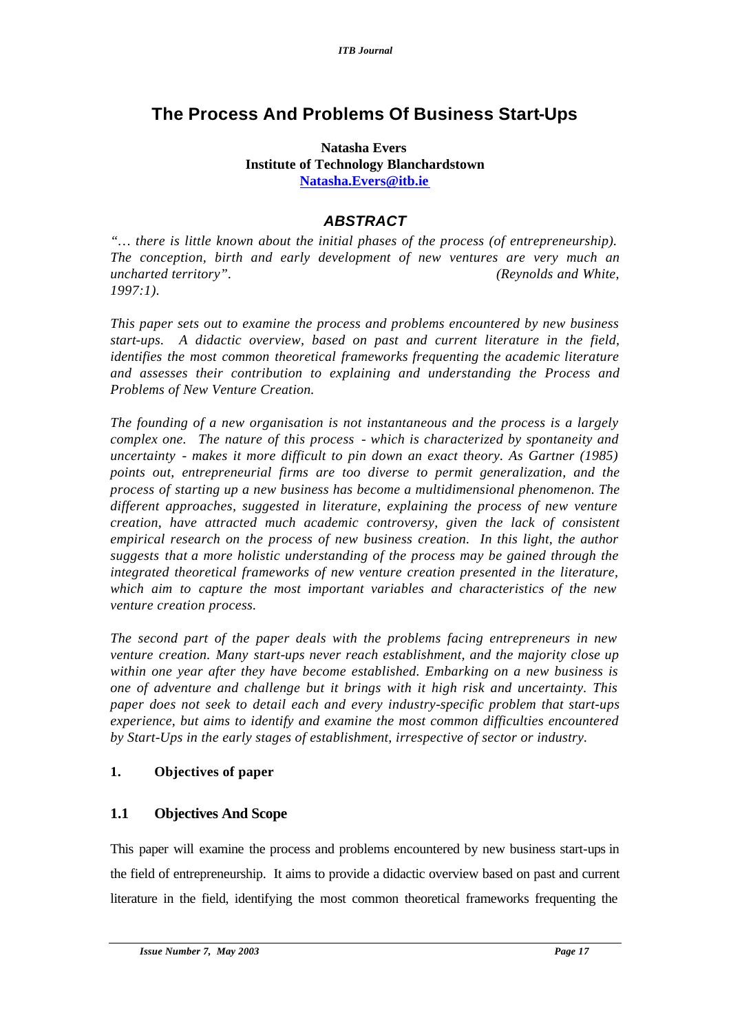# The Process And Problems Of Business Start-Ups

**Natasha Evers**
**Institute of Technology Blanchardstown**
**Natasha.Evers@itb.ie**

## *ABSTRACT*

*"… there is little known about the initial phases of the process (of entrepreneurship). The conception, birth and early development of new ventures are very much an uncharted territory". (Reynolds and White, 1997:1).*

*This paper sets out to examine the process and problems encountered by new business start-ups. A didactic overview, based on past and current literature in the field, identifies the most common theoretical frameworks frequenting the academic literature and assesses their contribution to explaining and understanding the Process and Problems of New Venture Creation.*

*The founding of a new organisation is not instantaneous and the process is a largely complex one. The nature of this process - which is characterized by spontaneity and uncertainty - makes it more difficult to pin down an exact theory. As Gartner (1985) points out, entrepreneurial firms are too diverse to permit generalization, and the process of starting up a new business has become a multidimensional phenomenon. The different approaches, suggested in literature, explaining the process of new venture creation, have attracted much academic controversy, given the lack of consistent empirical research on the process of new business creation. In this light, the author suggests that a more holistic understanding of the process may be gained through the integrated theoretical frameworks of new venture creation presented in the literature, which aim to capture the most important variables and characteristics of the new venture creation process.*

*The second part of the paper deals with the problems facing entrepreneurs in new venture creation. Many start-ups never reach establishment, and the majority close up within one year after they have become established. Embarking on a new business is one of adventure and challenge but it brings with it high risk and uncertainty. This paper does not seek to detail each and every industry-specific problem that start-ups experience, but aims to identify and examine the most common difficulties encountered by Start-Ups in the early stages of establishment, irrespective of sector or industry.*

## 1. Objectives of paper

### 1.1 Objectives And Scope

This paper will examine the process and problems encountered by new business start-ups in the field of entrepreneurship. It aims to provide a didactic overview based on past and current literature in the field, identifying the most common theoretical frameworks frequenting the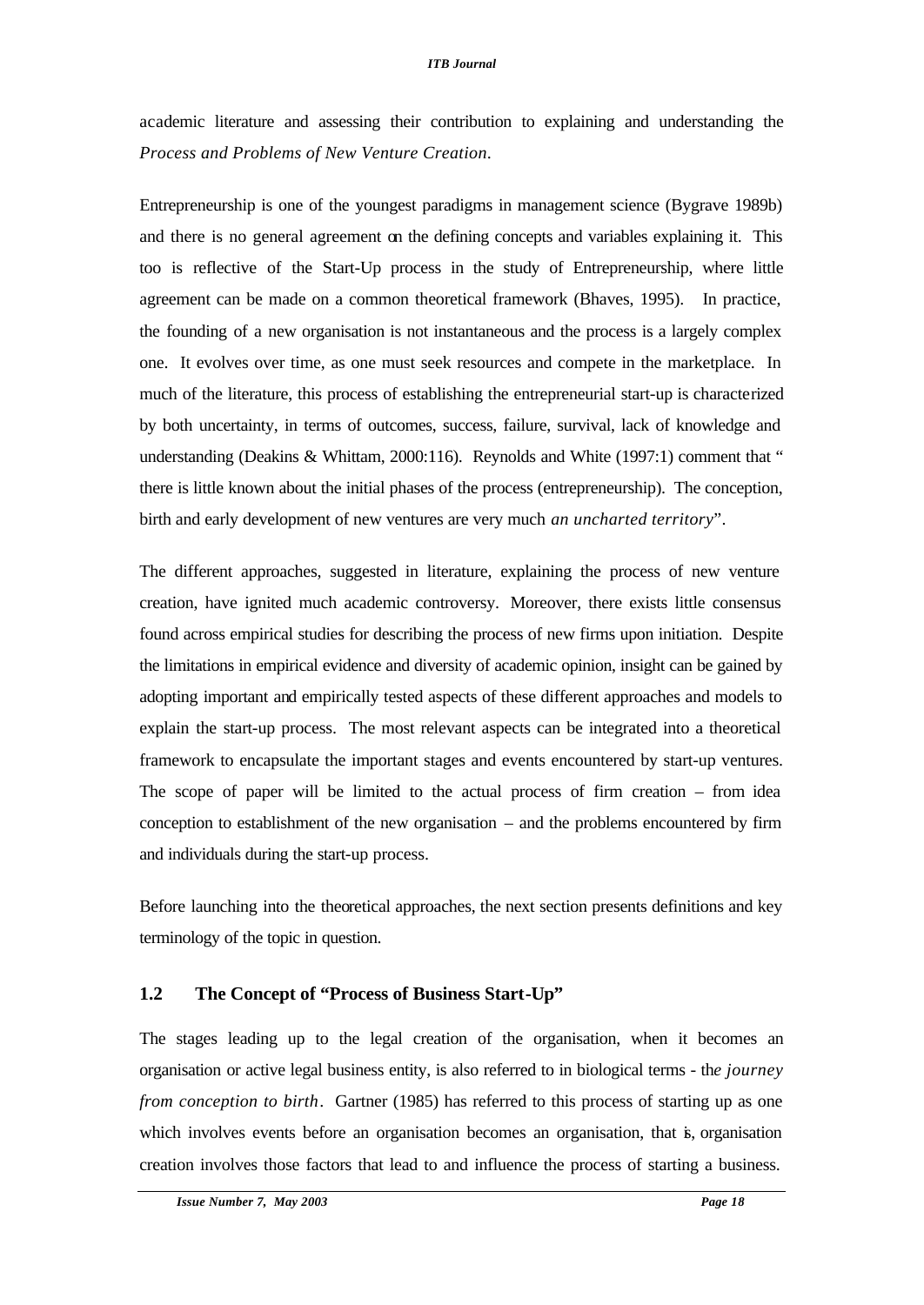academic literature and assessing their contribution to explaining and understanding the *Process and Problems of New Venture Creation*.

Entrepreneurship is one of the youngest paradigms in management science (Bygrave 1989b) and there is no general agreement on the defining concepts and variables explaining it. This too is reflective of the Start-Up process in the study of Entrepreneurship, where little agreement can be made on a common theoretical framework (Bhaves, 1995). In practice, the founding of a new organisation is not instantaneous and the process is a largely complex one. It evolves over time, as one must seek resources and compete in the marketplace. In much of the literature, this process of establishing the entrepreneurial start-up is characterized by both uncertainty, in terms of outcomes, success, failure, survival, lack of knowledge and understanding (Deakins & Whittam, 2000:116). Reynolds and White (1997:1) comment that " there is little known about the initial phases of the process (entrepreneurship). The conception, birth and early development of new ventures are very much *an uncharted territory*".

The different approaches, suggested in literature, explaining the process of new venture creation, have ignited much academic controversy. Moreover, there exists little consensus found across empirical studies for describing the process of new firms upon initiation. Despite the limitations in empirical evidence and diversity of academic opinion, insight can be gained by adopting important and empirically tested aspects of these different approaches and models to explain the start-up process. The most relevant aspects can be integrated into a theoretical framework to encapsulate the important stages and events encountered by start-up ventures. The scope of paper will be limited to the actual process of firm creation – from idea conception to establishment of the new organisation – and the problems encountered by firm and individuals during the start-up process.

Before launching into the theoretical approaches, the next section presents definitions and key terminology of the topic in question.

## 1.2 The Concept of "Process of Business Start-Up"

The stages leading up to the legal creation of the organisation, when it becomes an organisation or active legal business entity, is also referred to in biological terms - th*e journey from conception to birth*. Gartner (1985) has referred to this process of starting up as one which involves events before an organisation becomes an organisation, that is, organisation creation involves those factors that lead to and influence the process of starting a business.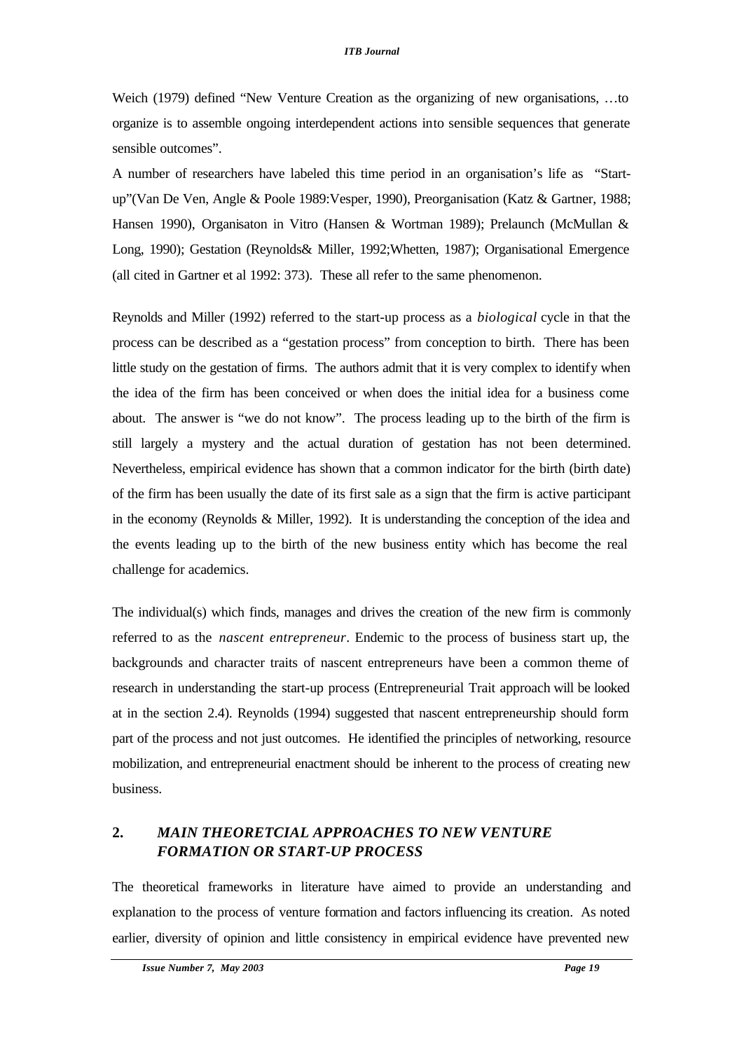Weich (1979) defined "New Venture Creation as the organizing of new organisations, …to organize is to assemble ongoing interdependent actions into sensible sequences that generate sensible outcomes".

A number of researchers have labeled this time period in an organisation's life as "Start-up"(Van De Ven, Angle & Poole 1989:Vesper, 1990), Preorganisation (Katz & Gartner, 1988; Hansen 1990), Organisaton in Vitro (Hansen & Wortman 1989); Prelaunch (McMullan & Long, 1990); Gestation (Reynolds& Miller, 1992;Whetten, 1987); Organisational Emergence (all cited in Gartner et al 1992: 373). These all refer to the same phenomenon.

Reynolds and Miller (1992) referred to the start-up process as a *biological* cycle in that the process can be described as a "gestation process" from conception to birth. There has been little study on the gestation of firms. The authors admit that it is very complex to identify when the idea of the firm has been conceived or when does the initial idea for a business come about. The answer is "we do not know". The process leading up to the birth of the firm is still largely a mystery and the actual duration of gestation has not been determined. Nevertheless, empirical evidence has shown that a common indicator for the birth (birth date) of the firm has been usually the date of its first sale as a sign that the firm is active participant in the economy (Reynolds & Miller, 1992). It is understanding the conception of the idea and the events leading up to the birth of the new business entity which has become the real challenge for academics.

The individual(s) which finds, manages and drives the creation of the new firm is commonly referred to as the *nascent entrepreneur*. Endemic to the process of business start up, the backgrounds and character traits of nascent entrepreneurs have been a common theme of research in understanding the start-up process (Entrepreneurial Trait approach will be looked at in the section 2.4). Reynolds (1994) suggested that nascent entrepreneurship should form part of the process and not just outcomes. He identified the principles of networking, resource mobilization, and entrepreneurial enactment should be inherent to the process of creating new business.

## 2. *MAIN THEORETCIAL APPROACHES TO NEW VENTURE FORMATION OR START-UP PROCESS*

The theoretical frameworks in literature have aimed to provide an understanding and explanation to the process of venture formation and factors influencing its creation. As noted earlier, diversity of opinion and little consistency in empirical evidence have prevented new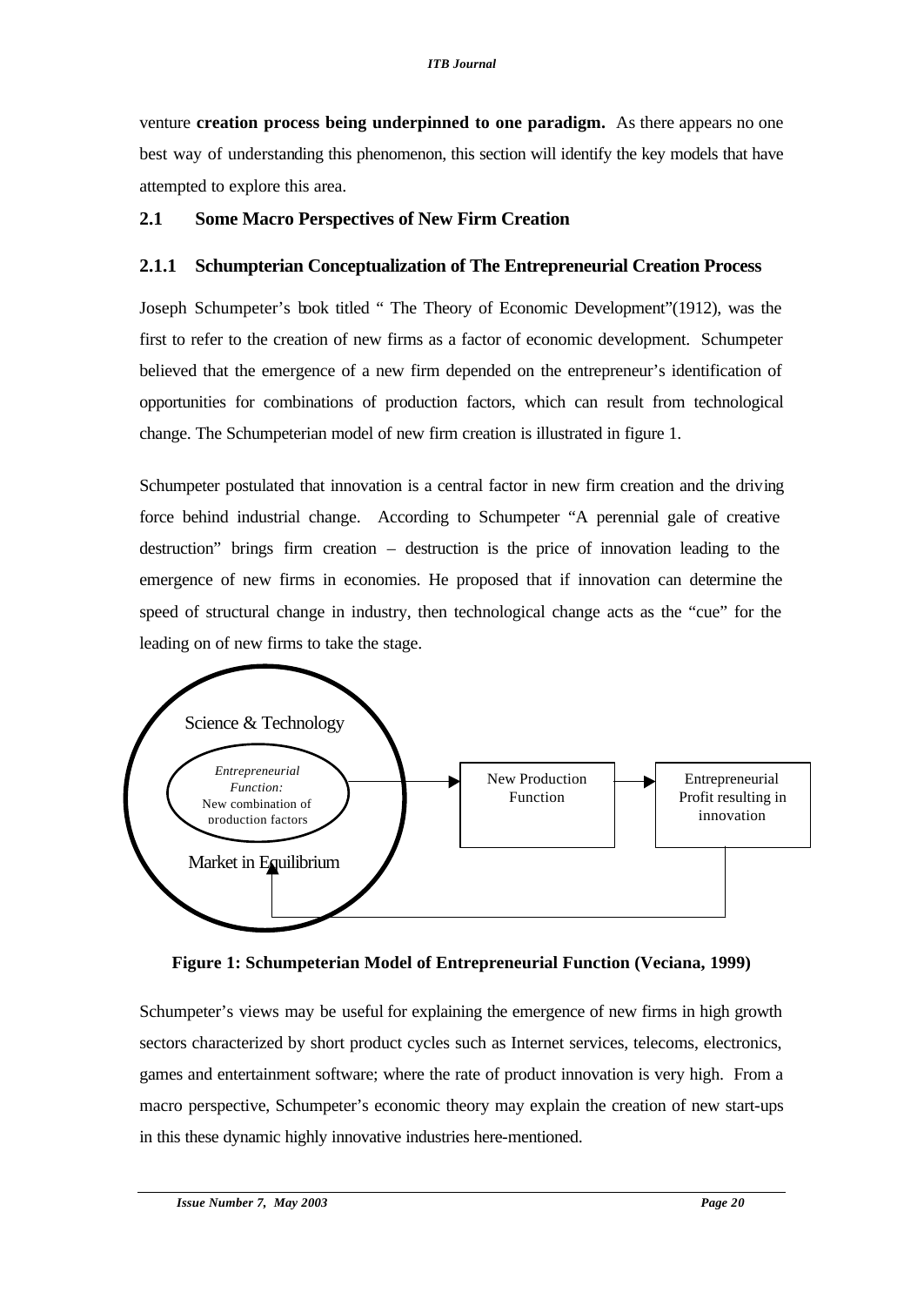venture **creation process being underpinned to one paradigm.** As there appears no one best way of understanding this phenomenon, this section will identify the key models that have attempted to explore this area.

## 2.1 Some Macro Perspectives of New Firm Creation

### 2.1.1 Schumpterian Conceptualization of The Entrepreneurial Creation Process

Joseph Schumpeter's book titled " The Theory of Economic Development"(1912), was the first to refer to the creation of new firms as a factor of economic development. Schumpeter believed that the emergence of a new firm depended on the entrepreneur's identification of opportunities for combinations of production factors, which can result from technological change. The Schumpeterian model of new firm creation is illustrated in figure 1.

Schumpeter postulated that innovation is a central factor in new firm creation and the driving force behind industrial change. According to Schumpeter "A perennial gale of creative destruction" brings firm creation – destruction is the price of innovation leading to the emergence of new firms in economies. He proposed that if innovation can determine the speed of structural change in industry, then technological change acts as the "cue" for the leading on of new firms to take the stage.

Science & Technology

*Entrepreneurial Function:* New combination of production factors

Market in Equilibrium

New Production Function

Entrepreneurial Profit resulting in innovation

**Figure 1: Schumpeterian Model of Entrepreneurial Function (Veciana, 1999)**

Schumpeter's views may be useful for explaining the emergence of new firms in high growth sectors characterized by short product cycles such as Internet services, telecoms, electronics, games and entertainment software; where the rate of product innovation is very high. From a macro perspective, Schumpeter's economic theory may explain the creation of new start-ups in this these dynamic highly innovative industries here-mentioned.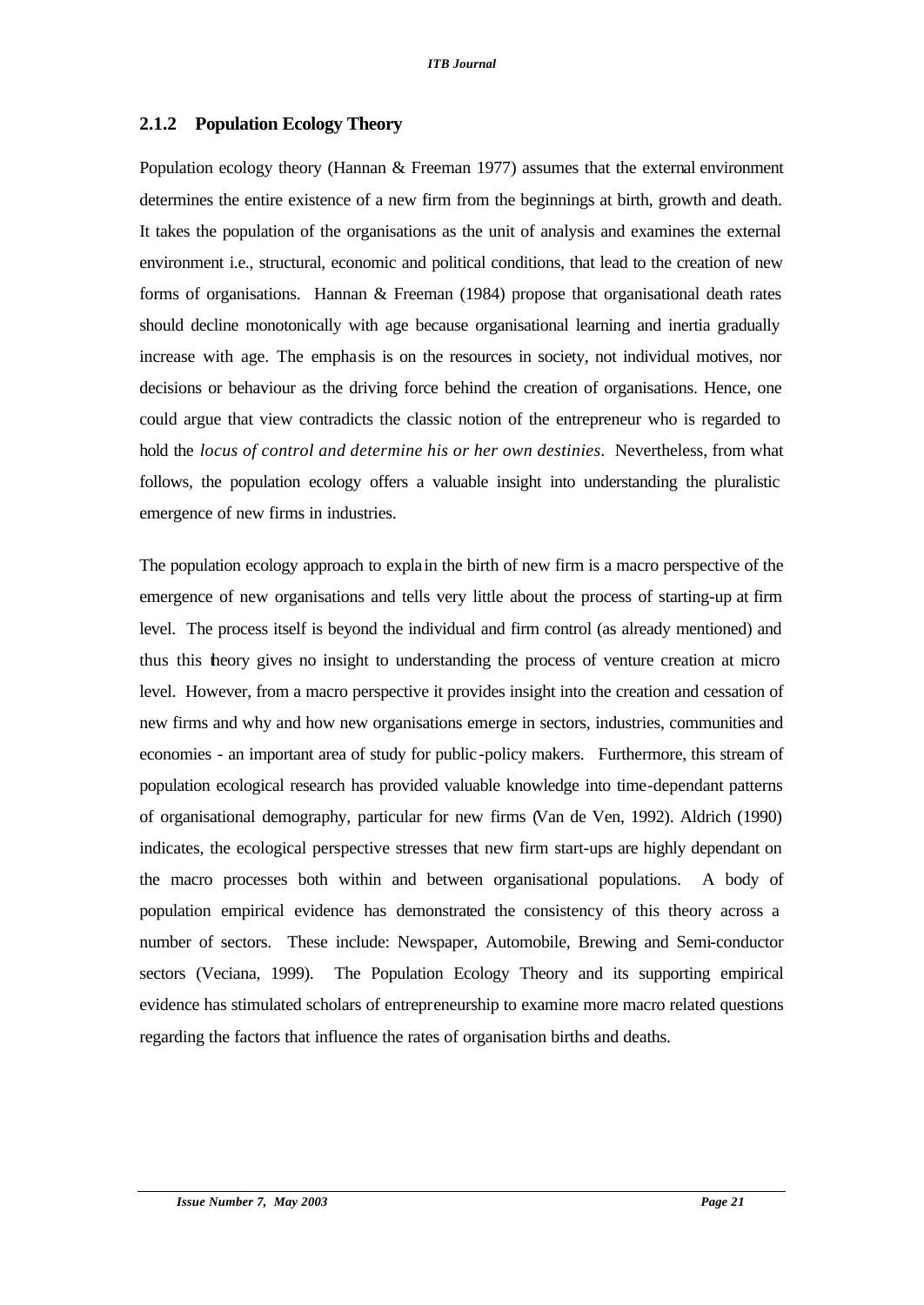### 2.1.2 Population Ecology Theory

Population ecology theory (Hannan & Freeman 1977) assumes that the external environment determines the entire existence of a new firm from the beginnings at birth, growth and death. It takes the population of the organisations as the unit of analysis and examines the external environment i.e., structural, economic and political conditions, that lead to the creation of new forms of organisations. Hannan & Freeman (1984) propose that organisational death rates should decline monotonically with age because organisational learning and inertia gradually increase with age. The emphasis is on the resources in society, not individual motives, nor decisions or behaviour as the driving force behind the creation of organisations. Hence, one could argue that view contradicts the classic notion of the entrepreneur who is regarded to hold the *locus of control and determine his or her own destinies*. Nevertheless, from what follows, the population ecology offers a valuable insight into understanding the pluralistic emergence of new firms in industries.

The population ecology approach to explain the birth of new firm is a macro perspective of the emergence of new organisations and tells very little about the process of starting-up at firm level. The process itself is beyond the individual and firm control (as already mentioned) and thus this theory gives no insight to understanding the process of venture creation at micro level. However, from a macro perspective it provides insight into the creation and cessation of new firms and why and how new organisations emerge in sectors, industries, communities and economies - an important area of study for public-policy makers. Furthermore, this stream of population ecological research has provided valuable knowledge into time-dependant patterns of organisational demography, particular for new firms (Van de Ven, 1992). Aldrich (1990) indicates, the ecological perspective stresses that new firm start-ups are highly dependant on the macro processes both within and between organisational populations. A body of population empirical evidence has demonstrated the consistency of this theory across a number of sectors. These include: Newspaper, Automobile, Brewing and Semi-conductor sectors (Veciana, 1999). The Population Ecology Theory and its supporting empirical evidence has stimulated scholars of entrepreneurship to examine more macro related questions regarding the factors that influence the rates of organisation births and deaths.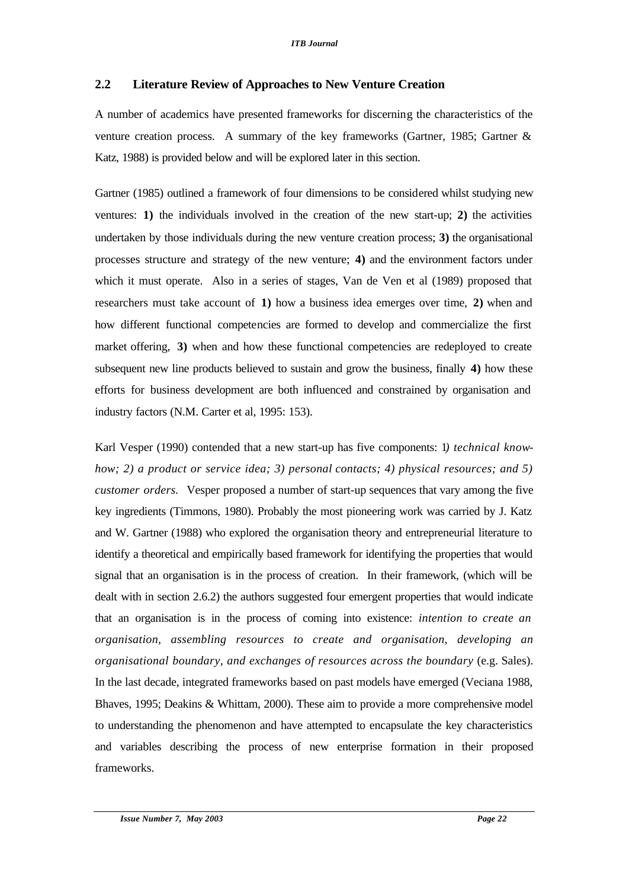## 2.2 Literature Review of Approaches to New Venture Creation

A number of academics have presented frameworks for discerning the characteristics of the venture creation process. A summary of the key frameworks (Gartner, 1985; Gartner & Katz, 1988) is provided below and will be explored later in this section.

Gartner (1985) outlined a framework of four dimensions to be considered whilst studying new ventures: **1)** the individuals involved in the creation of the new start-up; **2)** the activities undertaken by those individuals during the new venture creation process; **3)** the organisational processes structure and strategy of the new venture; **4)** and the environment factors under which it must operate. Also in a series of stages, Van de Ven et al (1989) proposed that researchers must take account of **1)** how a business idea emerges over time, **2)** when and how different functional competencies are formed to develop and commercialize the first market offering, **3)** when and how these functional competencies are redeployed to create subsequent new line products believed to sustain and grow the business, finally **4)** how these efforts for business development are both influenced and constrained by organisation and industry factors (N.M. Carter et al, 1995: 153).

Karl Vesper (1990) contended that a new start-up has five components: 1*) technical know-how; 2) a product or service idea; 3) personal contacts; 4) physical resources; and 5) customer orders.* Vesper proposed a number of start-up sequences that vary among the five key ingredients (Timmons, 1980). Probably the most pioneering work was carried by J. Katz and W. Gartner (1988) who explored the organisation theory and entrepreneurial literature to identify a theoretical and empirically based framework for identifying the properties that would signal that an organisation is in the process of creation. In their framework, (which will be dealt with in section 2.6.2) the authors suggested four emergent properties that would indicate that an organisation is in the process of coming into existence: *intention to create an organisation, assembling resources to create and organisation, developing an organisational boundary, and exchanges of resources across the boundary* (e.g. Sales). In the last decade, integrated frameworks based on past models have emerged (Veciana 1988, Bhaves, 1995; Deakins & Whittam, 2000). These aim to provide a more comprehensive model to understanding the phenomenon and have attempted to encapsulate the key characteristics and variables describing the process of new enterprise formation in their proposed frameworks.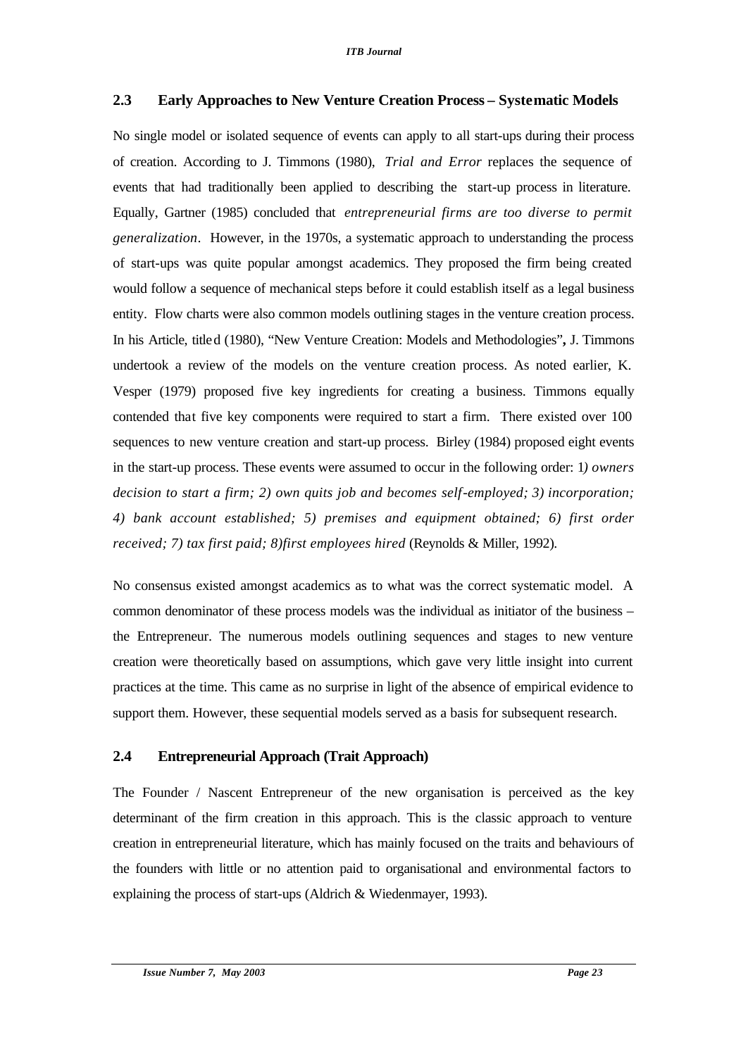## 2.3 Early Approaches to New Venture Creation Process – Systematic Models

No single model or isolated sequence of events can apply to all start-ups during their process of creation. According to J. Timmons (1980), *Trial and Error* replaces the sequence of events that had traditionally been applied to describing the start-up process in literature. Equally, Gartner (1985) concluded that *entrepreneurial firms are too diverse to permit generalization*. However, in the 1970s, a systematic approach to understanding the process of start-ups was quite popular amongst academics. They proposed the firm being created would follow a sequence of mechanical steps before it could establish itself as a legal business entity. Flow charts were also common models outlining stages in the venture creation process. In his Article, titled (1980), "New Venture Creation: Models and Methodologies", J. Timmons undertook a review of the models on the venture creation process. As noted earlier, K. Vesper (1979) proposed five key ingredients for creating a business. Timmons equally contended that five key components were required to start a firm. There existed over 100 sequences to new venture creation and start-up process. Birley (1984) proposed eight events in the start-up process. These events were assumed to occur in the following order: 1*) owners decision to start a firm; 2) own quits job and becomes self-employed; 3) incorporation; 4) bank account established; 5) premises and equipment obtained; 6) first order received; 7) tax first paid; 8)first employees hired* (Reynolds & Miller, 1992).

No consensus existed amongst academics as to what was the correct systematic model. A common denominator of these process models was the individual as initiator of the business – the Entrepreneur. The numerous models outlining sequences and stages to new venture creation were theoretically based on assumptions, which gave very little insight into current practices at the time. This came as no surprise in light of the absence of empirical evidence to support them. However, these sequential models served as a basis for subsequent research.

## 2.4 Entrepreneurial Approach (Trait Approach)

The Founder / Nascent Entrepreneur of the new organisation is perceived as the key determinant of the firm creation in this approach. This is the classic approach to venture creation in entrepreneurial literature, which has mainly focused on the traits and behaviours of the founders with little or no attention paid to organisational and environmental factors to explaining the process of start-ups (Aldrich & Wiedenmayer, 1993).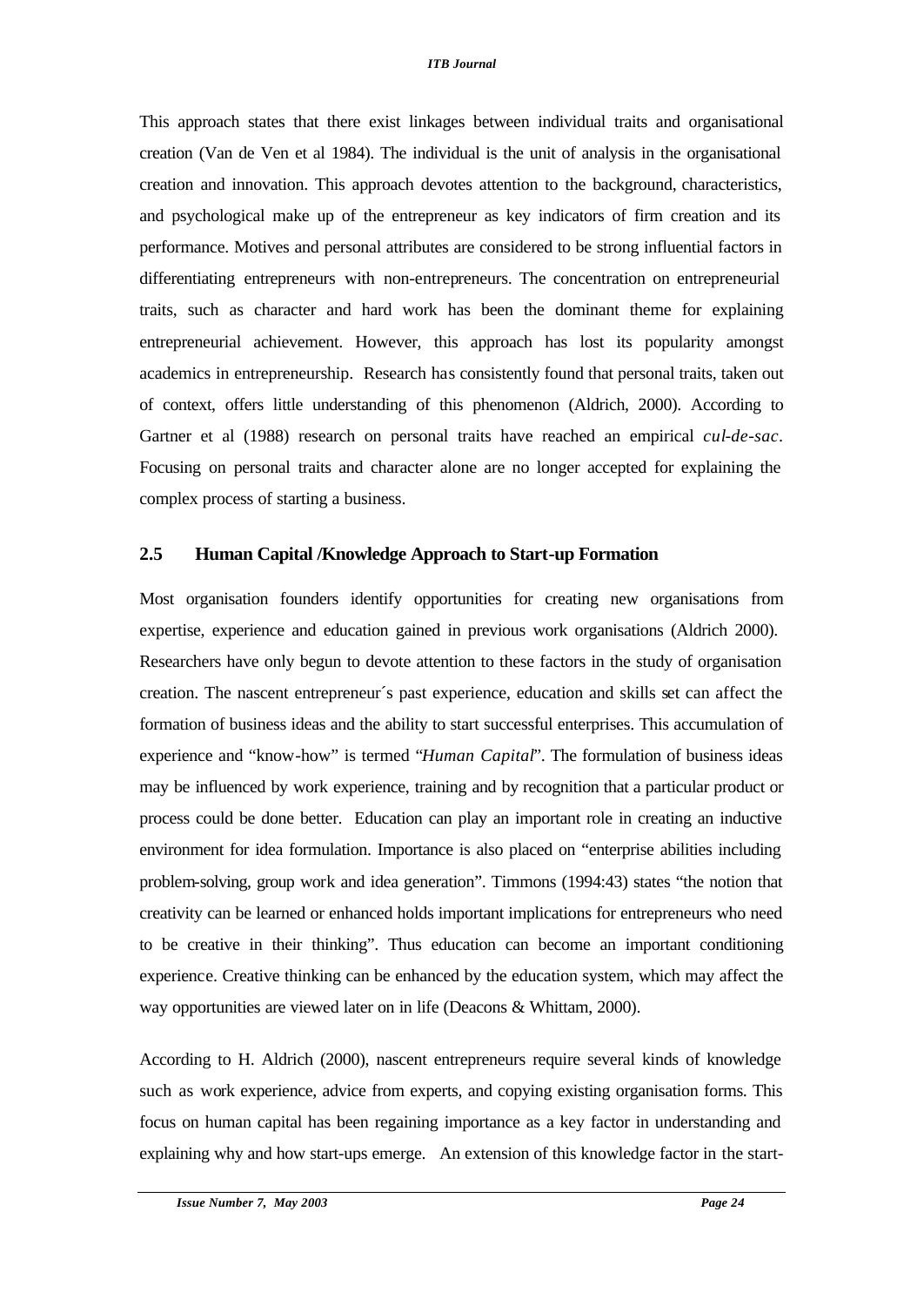This approach states that there exist linkages between individual traits and organisational creation (Van de Ven et al 1984). The individual is the unit of analysis in the organisational creation and innovation. This approach devotes attention to the background, characteristics, and psychological make up of the entrepreneur as key indicators of firm creation and its performance. Motives and personal attributes are considered to be strong influential factors in differentiating entrepreneurs with non-entrepreneurs. The concentration on entrepreneurial traits, such as character and hard work has been the dominant theme for explaining entrepreneurial achievement. However, this approach has lost its popularity amongst academics in entrepreneurship. Research has consistently found that personal traits, taken out of context, offers little understanding of this phenomenon (Aldrich, 2000). According to Gartner et al (1988) research on personal traits have reached an empirical *cul-de-sac*. Focusing on personal traits and character alone are no longer accepted for explaining the complex process of starting a business.

## 2.5 Human Capital /Knowledge Approach to Start-up Formation

Most organisation founders identify opportunities for creating new organisations from expertise, experience and education gained in previous work organisations (Aldrich 2000). Researchers have only begun to devote attention to these factors in the study of organisation creation. The nascent entrepreneur´s past experience, education and skills set can affect the formation of business ideas and the ability to start successful enterprises. This accumulation of experience and "know-how" is termed "*Human Capital*". The formulation of business ideas may be influenced by work experience, training and by recognition that a particular product or process could be done better. Education can play an important role in creating an inductive environment for idea formulation. Importance is also placed on "enterprise abilities including problem-solving, group work and idea generation". Timmons (1994:43) states "the notion that creativity can be learned or enhanced holds important implications for entrepreneurs who need to be creative in their thinking". Thus education can become an important conditioning experience. Creative thinking can be enhanced by the education system, which may affect the way opportunities are viewed later on in life (Deacons & Whittam, 2000).

According to H. Aldrich (2000), nascent entrepreneurs require several kinds of knowledge such as work experience, advice from experts, and copying existing organisation forms. This focus on human capital has been regaining importance as a key factor in understanding and explaining why and how start-ups emerge. An extension of this knowledge factor in the start-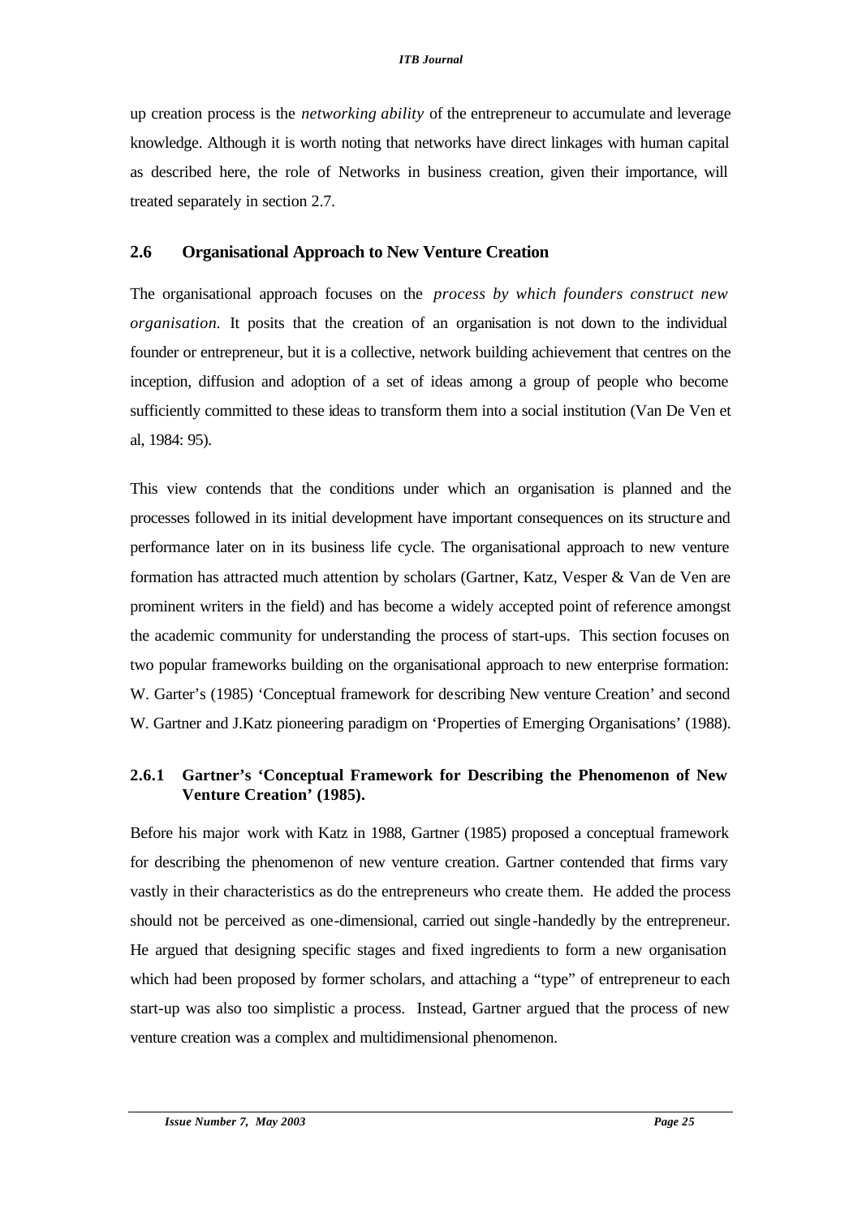up creation process is the *networking ability* of the entrepreneur to accumulate and leverage knowledge. Although it is worth noting that networks have direct linkages with human capital as described here, the role of Networks in business creation, given their importance, will treated separately in section 2.7.

## 2.6 Organisational Approach to New Venture Creation

The organisational approach focuses on the *process by which founders construct new organisation.* It posits that the creation of an organisation is not down to the individual founder or entrepreneur, but it is a collective, network building achievement that centres on the inception, diffusion and adoption of a set of ideas among a group of people who become sufficiently committed to these ideas to transform them into a social institution (Van De Ven et al, 1984: 95).

This view contends that the conditions under which an organisation is planned and the processes followed in its initial development have important consequences on its structure and performance later on in its business life cycle. The organisational approach to new venture formation has attracted much attention by scholars (Gartner, Katz, Vesper & Van de Ven are prominent writers in the field) and has become a widely accepted point of reference amongst the academic community for understanding the process of start-ups. This section focuses on two popular frameworks building on the organisational approach to new enterprise formation: W. Garter's (1985) 'Conceptual framework for describing New venture Creation' and second W. Gartner and J.Katz pioneering paradigm on 'Properties of Emerging Organisations' (1988).

### 2.6.1 Gartner's 'Conceptual Framework for Describing the Phenomenon of New Venture Creation' (1985).

Before his major work with Katz in 1988, Gartner (1985) proposed a conceptual framework for describing the phenomenon of new venture creation. Gartner contended that firms vary vastly in their characteristics as do the entrepreneurs who create them. He added the process should not be perceived as one-dimensional, carried out single-handedly by the entrepreneur. He argued that designing specific stages and fixed ingredients to form a new organisation which had been proposed by former scholars, and attaching a "type" of entrepreneur to each start-up was also too simplistic a process. Instead, Gartner argued that the process of new venture creation was a complex and multidimensional phenomenon.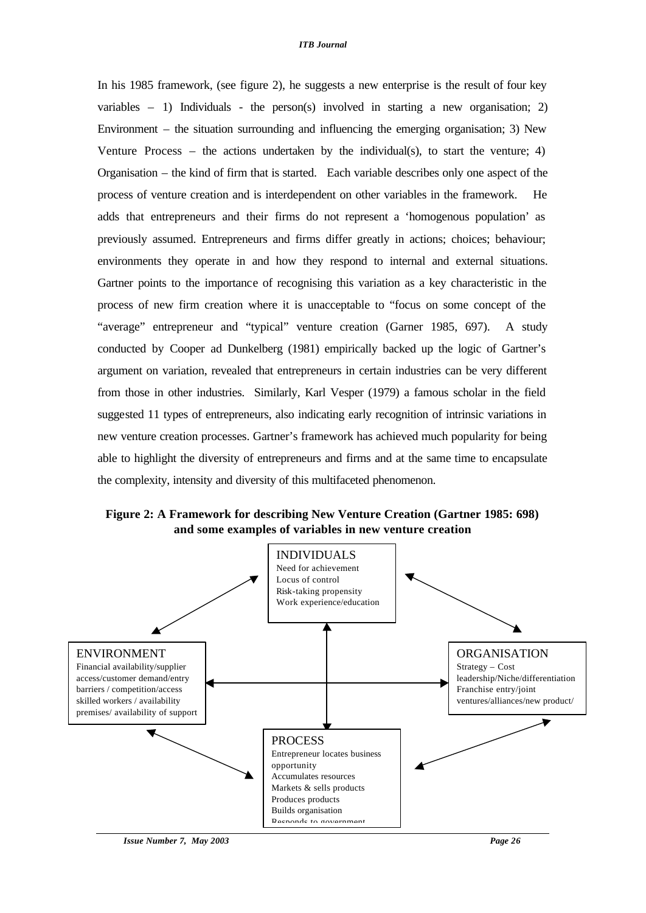In his 1985 framework, (see figure 2), he suggests a new enterprise is the result of four key variables – 1) Individuals - the person(s) involved in starting a new organisation; 2) Environment – the situation surrounding and influencing the emerging organisation; 3) New Venture Process – the actions undertaken by the individual(s), to start the venture; 4) Organisation – the kind of firm that is started. Each variable describes only one aspect of the process of venture creation and is interdependent on other variables in the framework. He adds that entrepreneurs and their firms do not represent a 'homogenous population' as previously assumed. Entrepreneurs and firms differ greatly in actions; choices; behaviour; environments they operate in and how they respond to internal and external situations. Gartner points to the importance of recognising this variation as a key characteristic in the process of new firm creation where it is unacceptable to "focus on some concept of the "average" entrepreneur and "typical" venture creation (Garner 1985, 697). A study conducted by Cooper ad Dunkelberg (1981) empirically backed up the logic of Gartner's argument on variation, revealed that entrepreneurs in certain industries can be very different from those in other industries. Similarly, Karl Vesper (1979) a famous scholar in the field suggested 11 types of entrepreneurs, also indicating early recognition of intrinsic variations in new venture creation processes. Gartner's framework has achieved much popularity for being able to highlight the diversity of entrepreneurs and firms and at the same time to encapsulate the complexity, intensity and diversity of this multifaceted phenomenon.

**Figure 2: A Framework for describing New Venture Creation (Gartner 1985: 698) and some examples of variables in new venture creation**

INDIVIDUALS
Need for achievement
Locus of control
Risk-taking propensity
Work experience/education

ENVIRONMENT
Financial availability/supplier access/customer demand/entry barriers / competition/access skilled workers / availability premises/ availability of support

ORGANISATION
Strategy – Cost leadership/Niche/differentiation
Franchise entry/joint ventures/alliances/new product/

PROCESS
Entrepreneur locates business opportunity
Accumulates resources
Markets & sells products
Produces products
Builds organisation
Responds to government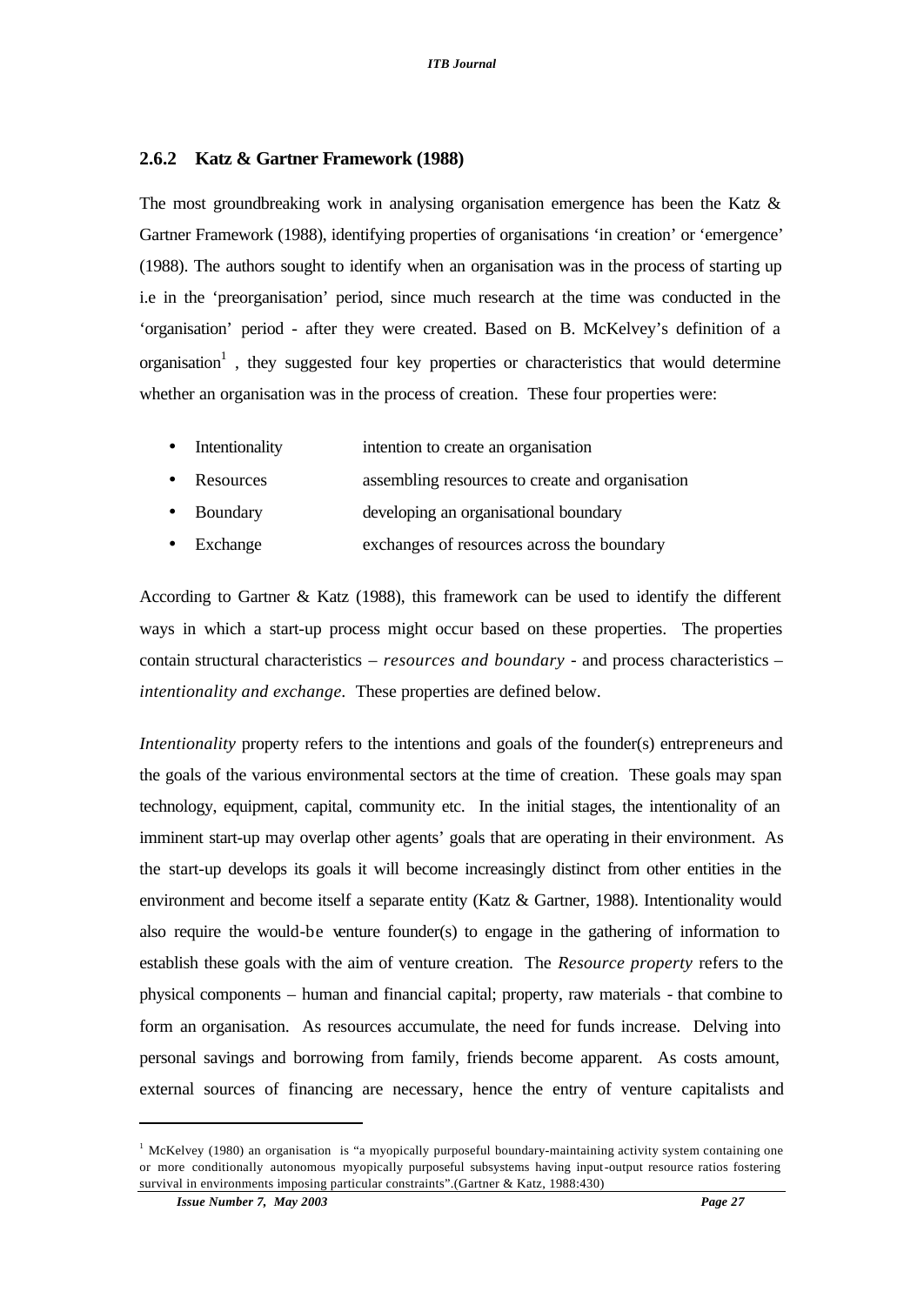### 2.6.2 Katz & Gartner Framework (1988)

The most groundbreaking work in analysing organisation emergence has been the Katz & Gartner Framework (1988), identifying properties of organisations 'in creation' or 'emergence' (1988). The authors sought to identify when an organisation was in the process of starting up i.e in the 'preorganisation' period, since much research at the time was conducted in the 'organisation' period - after they were created. Based on B. McKelvey's definition of a organisation[1] , they suggested four key properties or characteristics that would determine whether an organisation was in the process of creation. These four properties were:

- Intentionality intention to create an organisation
- Resources assembling resources to create and organisation
- Boundary developing an organisational boundary
- Exchange exchanges of resources across the boundary

According to Gartner & Katz (1988), this framework can be used to identify the different ways in which a start-up process might occur based on these properties. The properties contain structural characteristics – *resources and boundary* - and process characteristics – *intentionality and exchange*. These properties are defined below.

*Intentionality* property refers to the intentions and goals of the founder(s) entrepreneurs and the goals of the various environmental sectors at the time of creation. These goals may span technology, equipment, capital, community etc. In the initial stages, the intentionality of an imminent start-up may overlap other agents' goals that are operating in their environment. As the start-up develops its goals it will become increasingly distinct from other entities in the environment and become itself a separate entity (Katz & Gartner, 1988). Intentionality would also require the would-be venture founder(s) to engage in the gathering of information to establish these goals with the aim of venture creation. The *Resource property* refers to the physical components – human and financial capital; property, raw materials - that combine to form an organisation. As resources accumulate, the need for funds increase. Delving into personal savings and borrowing from family, friends become apparent. As costs amount, external sources of financing are necessary, hence the entry of venture capitalists and

---

[1] McKelvey (1980) an organisation is "a myopically purposeful boundary-maintaining activity system containing one or more conditionally autonomous myopically purposeful subsystems having input-output resource ratios fostering survival in environments imposing particular constraints".(Gartner & Katz, 1988:430)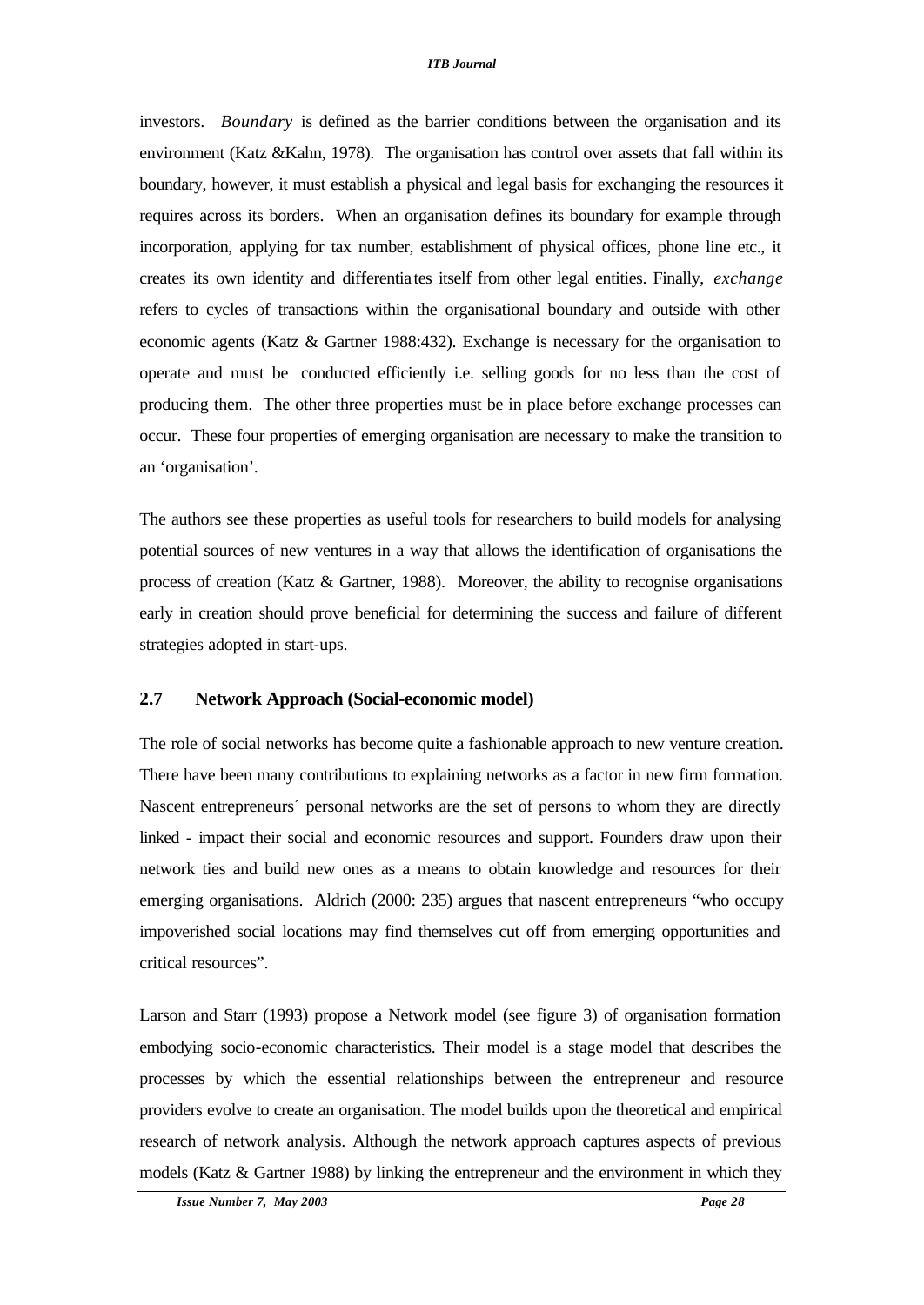investors. *Boundary* is defined as the barrier conditions between the organisation and its environment (Katz &Kahn, 1978). The organisation has control over assets that fall within its boundary, however, it must establish a physical and legal basis for exchanging the resources it requires across its borders. When an organisation defines its boundary for example through incorporation, applying for tax number, establishment of physical offices, phone line etc., it creates its own identity and differentiates itself from other legal entities. Finally, *exchange* refers to cycles of transactions within the organisational boundary and outside with other economic agents (Katz & Gartner 1988:432). Exchange is necessary for the organisation to operate and must be conducted efficiently i.e. selling goods for no less than the cost of producing them. The other three properties must be in place before exchange processes can occur. These four properties of emerging organisation are necessary to make the transition to an 'organisation'.

The authors see these properties as useful tools for researchers to build models for analysing potential sources of new ventures in a way that allows the identification of organisations the process of creation (Katz & Gartner, 1988). Moreover, the ability to recognise organisations early in creation should prove beneficial for determining the success and failure of different strategies adopted in start-ups.

## 2.7 Network Approach (Social-economic model)

The role of social networks has become quite a fashionable approach to new venture creation. There have been many contributions to explaining networks as a factor in new firm formation. Nascent entrepreneurs´ personal networks are the set of persons to whom they are directly linked - impact their social and economic resources and support. Founders draw upon their network ties and build new ones as a means to obtain knowledge and resources for their emerging organisations. Aldrich (2000: 235) argues that nascent entrepreneurs "who occupy impoverished social locations may find themselves cut off from emerging opportunities and critical resources".

Larson and Starr (1993) propose a Network model (see figure 3) of organisation formation embodying socio-economic characteristics. Their model is a stage model that describes the processes by which the essential relationships between the entrepreneur and resource providers evolve to create an organisation. The model builds upon the theoretical and empirical research of network analysis. Although the network approach captures aspects of previous models (Katz & Gartner 1988) by linking the entrepreneur and the environment in which they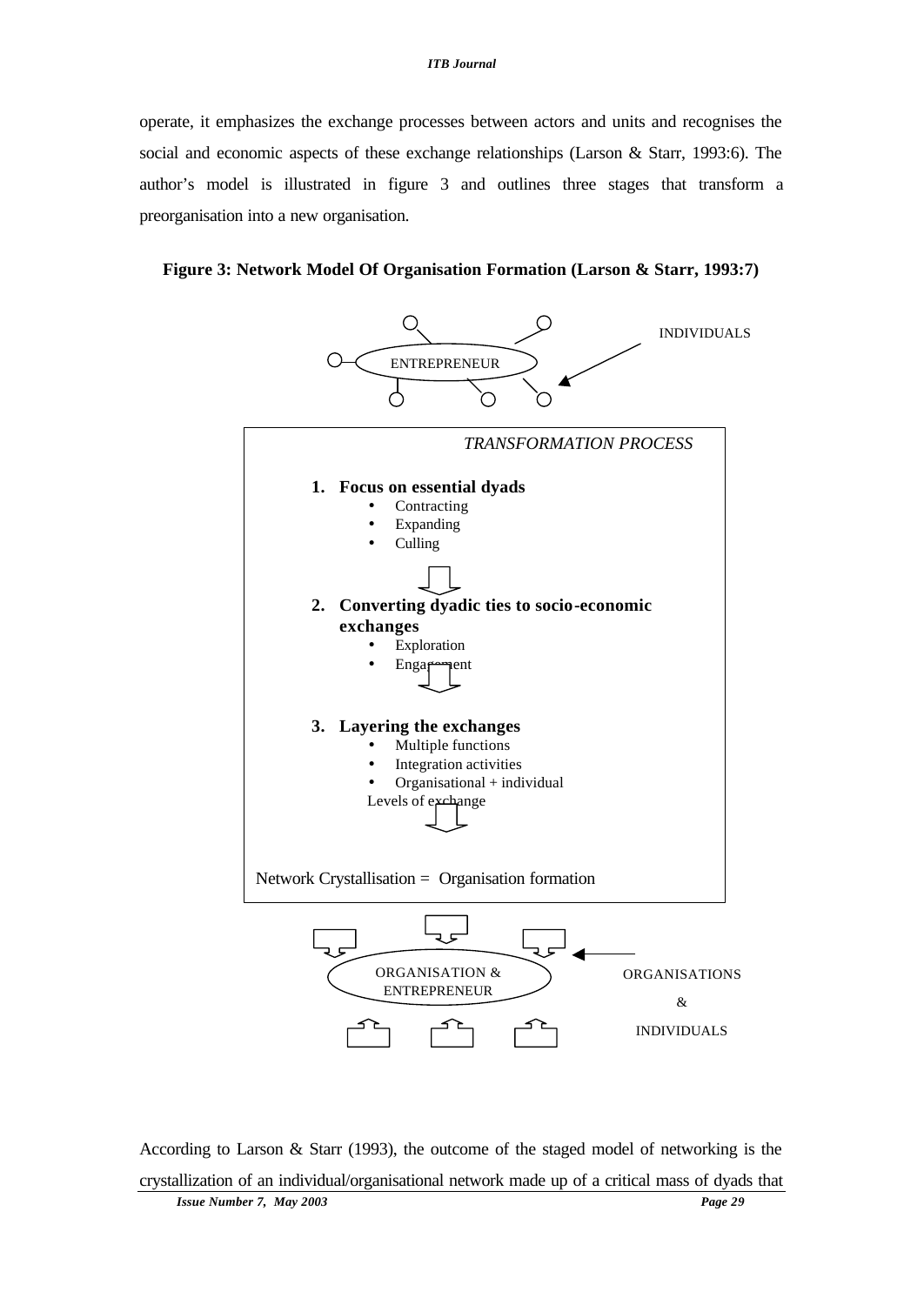operate, it emphasizes the exchange processes between actors and units and recognises the social and economic aspects of these exchange relationships (Larson & Starr, 1993:6). The author's model is illustrated in figure 3 and outlines three stages that transform a preorganisation into a new organisation.

**Figure 3: Network Model Of Organisation Formation (Larson & Starr, 1993:7)**

ENTREPRENEUR

INDIVIDUALS

*TRANSFORMATION PROCESS*

1. **Focus on essential dyads**
   - Contracting
   - Expanding
   - Culling
2. **Converting dyadic ties to socio-economic exchanges**
   - Exploration
   - Engagement
3. **Layering the exchanges**
   - Multiple functions
   - Integration activities
   - Organisational + individual Levels of exchange

Network Crystallisation = Organisation formation

ORGANISATION & ENTREPRENEUR

ORGANISATIONS & INDIVIDUALS

According to Larson & Starr (1993), the outcome of the staged model of networking is the crystallization of an individual/organisational network made up of a critical mass of dyads that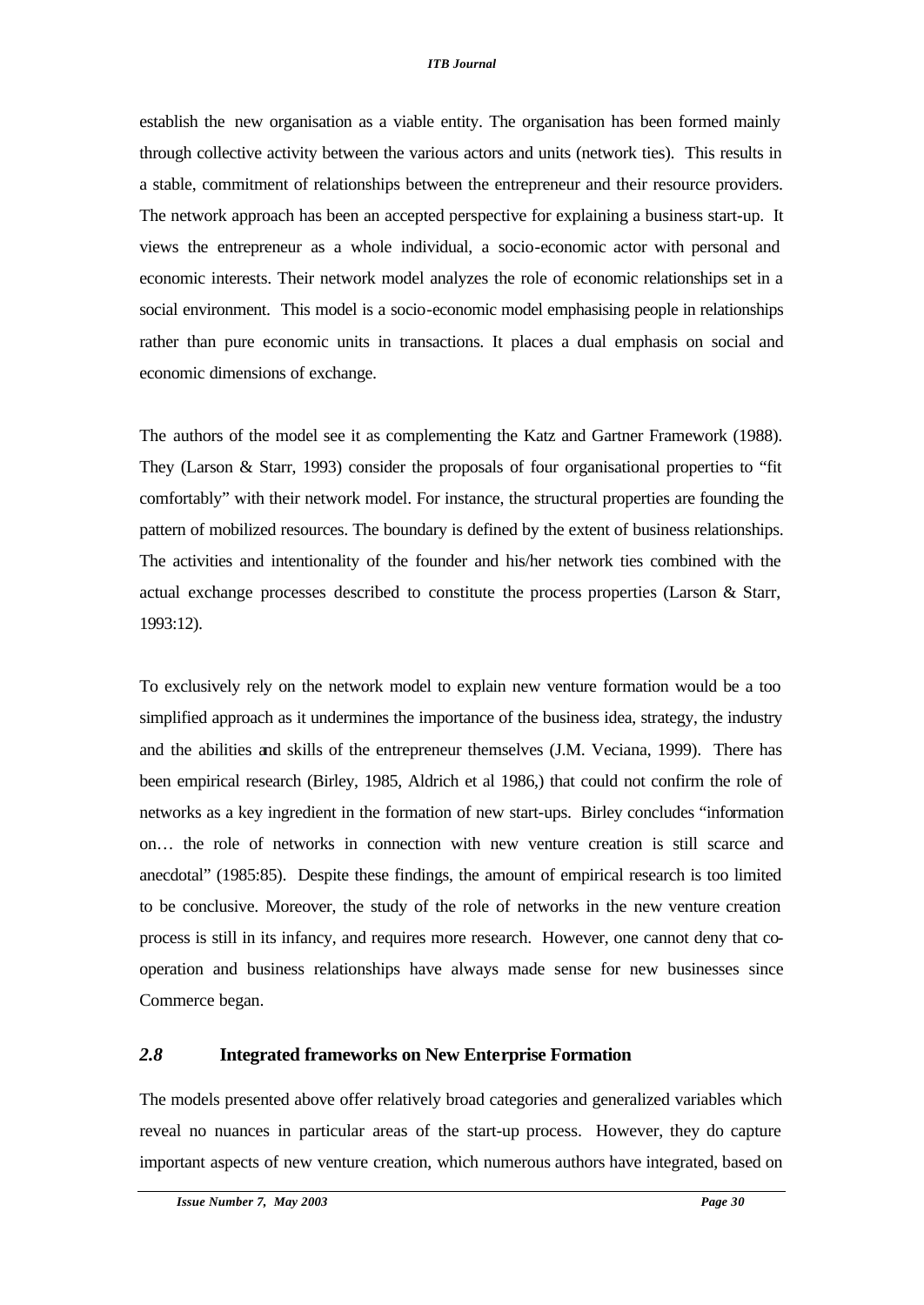establish the new organisation as a viable entity. The organisation has been formed mainly through collective activity between the various actors and units (network ties). This results in a stable, commitment of relationships between the entrepreneur and their resource providers. The network approach has been an accepted perspective for explaining a business start-up. It views the entrepreneur as a whole individual, a socio-economic actor with personal and economic interests. Their network model analyzes the role of economic relationships set in a social environment. This model is a socio-economic model emphasising people in relationships rather than pure economic units in transactions. It places a dual emphasis on social and economic dimensions of exchange.

The authors of the model see it as complementing the Katz and Gartner Framework (1988). They (Larson & Starr, 1993) consider the proposals of four organisational properties to "fit comfortably" with their network model. For instance, the structural properties are founding the pattern of mobilized resources. The boundary is defined by the extent of business relationships. The activities and intentionality of the founder and his/her network ties combined with the actual exchange processes described to constitute the process properties (Larson & Starr, 1993:12).

To exclusively rely on the network model to explain new venture formation would be a too simplified approach as it undermines the importance of the business idea, strategy, the industry and the abilities and skills of the entrepreneur themselves (J.M. Veciana, 1999). There has been empirical research (Birley, 1985, Aldrich et al 1986,) that could not confirm the role of networks as a key ingredient in the formation of new start-ups. Birley concludes "information on… the role of networks in connection with new venture creation is still scarce and anecdotal" (1985:85). Despite these findings, the amount of empirical research is too limited to be conclusive. Moreover, the study of the role of networks in the new venture creation process is still in its infancy, and requires more research. However, one cannot deny that co-operation and business relationships have always made sense for new businesses since Commerce began.

## *2.8* Integrated frameworks on New Enterprise Formation

The models presented above offer relatively broad categories and generalized variables which reveal no nuances in particular areas of the start-up process. However, they do capture important aspects of new venture creation, which numerous authors have integrated, based on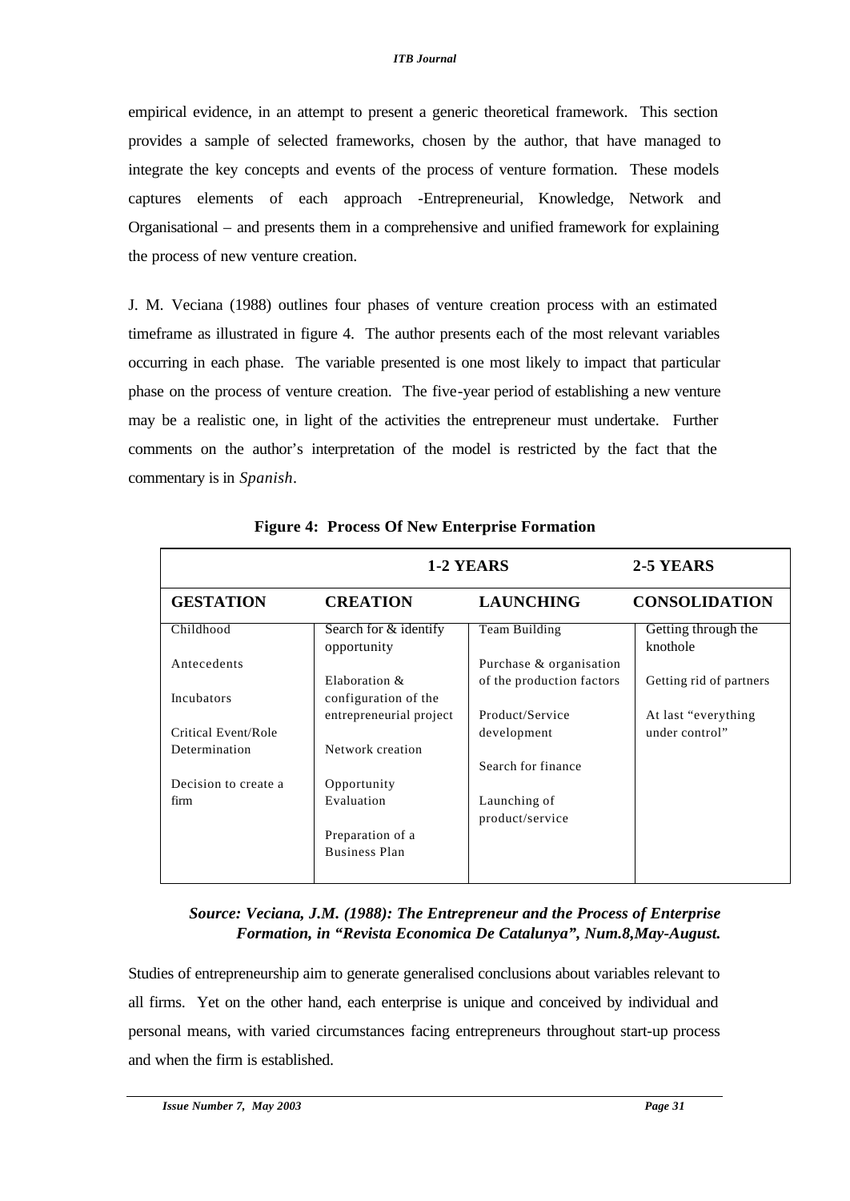empirical evidence, in an attempt to present a generic theoretical framework. This section provides a sample of selected frameworks, chosen by the author, that have managed to integrate the key concepts and events of the process of venture formation. These models captures elements of each approach -Entrepreneurial, Knowledge, Network and Organisational – and presents them in a comprehensive and unified framework for explaining the process of new venture creation.

J. M. Veciana (1988) outlines four phases of venture creation process with an estimated timeframe as illustrated in figure 4. The author presents each of the most relevant variables occurring in each phase. The variable presented is one most likely to impact that particular phase on the process of venture creation. The five-year period of establishing a new venture may be a realistic one, in light of the activities the entrepreneur must undertake. Further comments on the author's interpretation of the model is restricted by the fact that the commentary is in *Spanish*.

**Figure 4: Process Of New Enterprise Formation**

| | 1-2 YEARS | | 2-5 YEARS |
|---|---|---|---|
| **GESTATION** | **CREATION** | **LAUNCHING** | **CONSOLIDATION** |
| Childhood<br><br>Antecedents<br><br>Incubators<br><br>Critical Event/Role Determination<br><br>Decision to create a firm | Search for & identify opportunity<br><br>Elaboration & configuration of the entrepreneurial project<br><br>Network creation<br><br>Opportunity Evaluation<br><br>Preparation of a Business Plan | Team Building<br><br>Purchase & organisation of the production factors<br><br>Product/Service development<br><br>Search for finance<br><br>Launching of product/service | Getting through the knothole<br><br>Getting rid of partners<br><br>At last "everything under control" |

***Source: Veciana, J.M. (1988): The Entrepreneur and the Process of Enterprise Formation, in "Revista Economica De Catalunya", Num.8,May-August.***

Studies of entrepreneurship aim to generate generalised conclusions about variables relevant to all firms. Yet on the other hand, each enterprise is unique and conceived by individual and personal means, with varied circumstances facing entrepreneurs throughout start-up process and when the firm is established.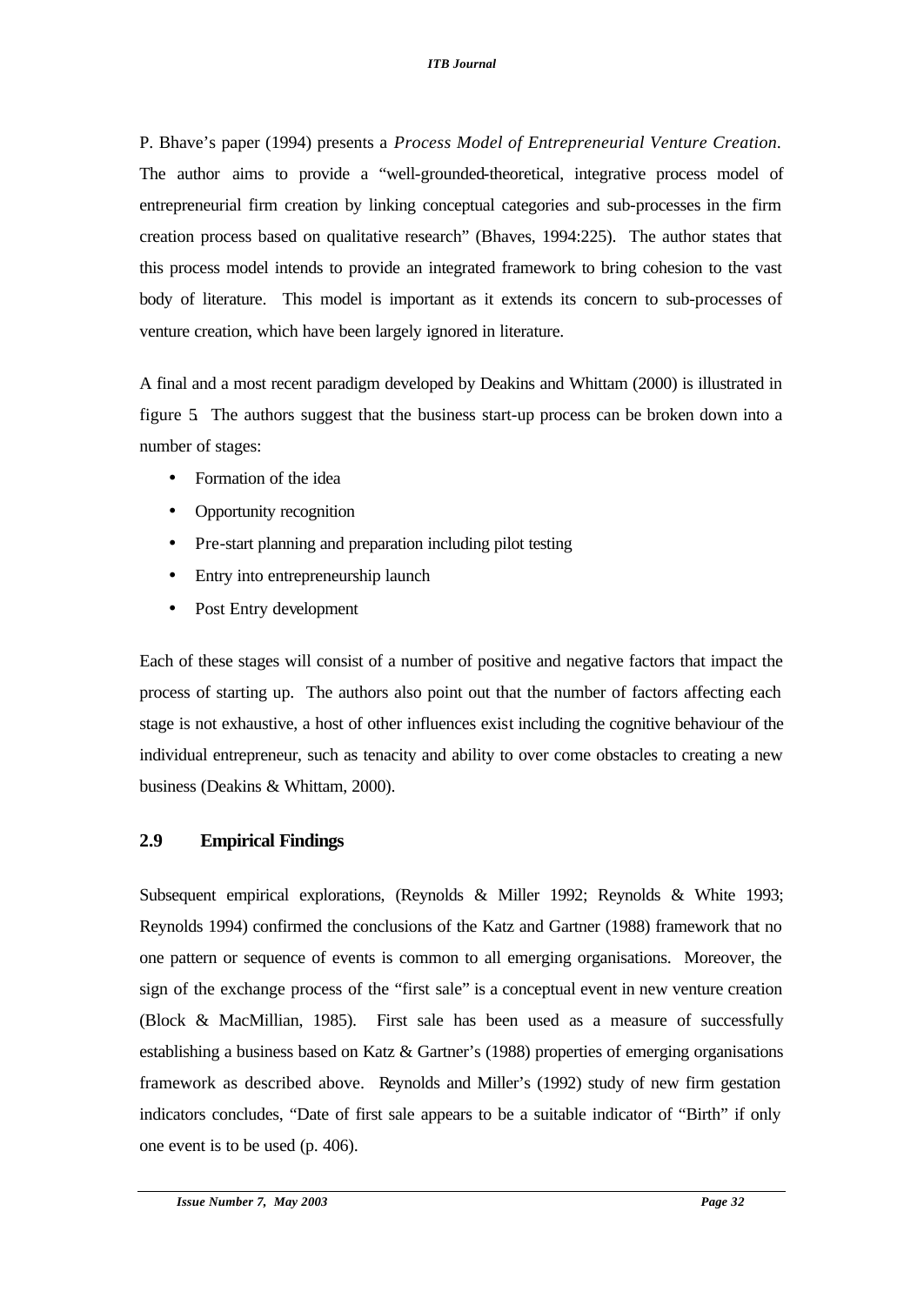P. Bhave's paper (1994) presents a *Process Model of Entrepreneurial Venture Creation.* The author aims to provide a "well-grounded-theoretical, integrative process model of entrepreneurial firm creation by linking conceptual categories and sub-processes in the firm creation process based on qualitative research" (Bhaves, 1994:225). The author states that this process model intends to provide an integrated framework to bring cohesion to the vast body of literature. This model is important as it extends its concern to sub-processes of venture creation, which have been largely ignored in literature.

A final and a most recent paradigm developed by Deakins and Whittam (2000) is illustrated in figure 5. The authors suggest that the business start-up process can be broken down into a number of stages:

- Formation of the idea
- Opportunity recognition
- Pre-start planning and preparation including pilot testing
- Entry into entrepreneurship launch
- Post Entry development

Each of these stages will consist of a number of positive and negative factors that impact the process of starting up. The authors also point out that the number of factors affecting each stage is not exhaustive, a host of other influences exist including the cognitive behaviour of the individual entrepreneur, such as tenacity and ability to over come obstacles to creating a new business (Deakins & Whittam, 2000).

## 2.9 Empirical Findings

Subsequent empirical explorations, (Reynolds & Miller 1992; Reynolds & White 1993; Reynolds 1994) confirmed the conclusions of the Katz and Gartner (1988) framework that no one pattern or sequence of events is common to all emerging organisations. Moreover, the sign of the exchange process of the "first sale" is a conceptual event in new venture creation (Block & MacMillian, 1985). First sale has been used as a measure of successfully establishing a business based on Katz & Gartner's (1988) properties of emerging organisations framework as described above. Reynolds and Miller's (1992) study of new firm gestation indicators concludes, "Date of first sale appears to be a suitable indicator of "Birth" if only one event is to be used (p. 406).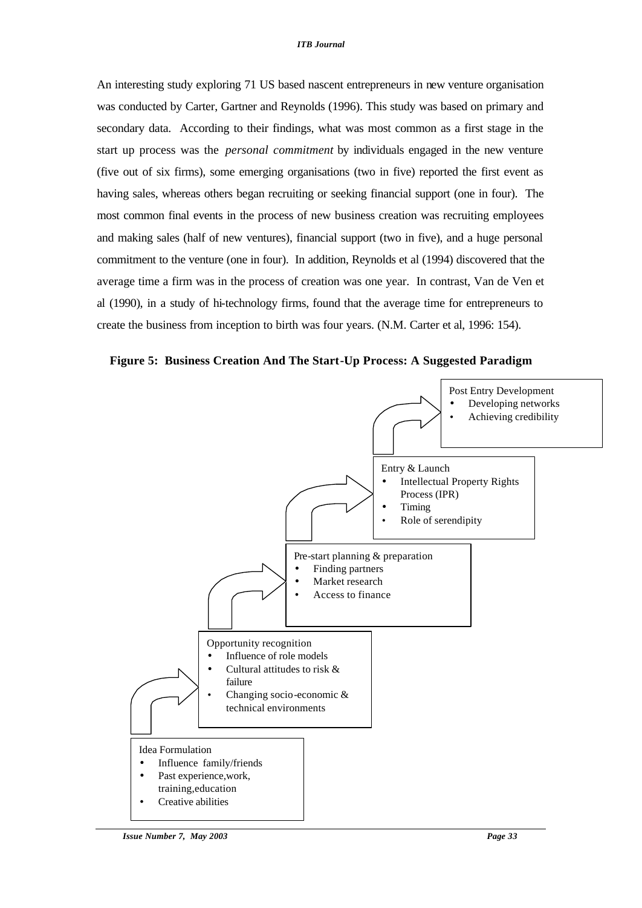An interesting study exploring 71 US based nascent entrepreneurs in new venture organisation was conducted by Carter, Gartner and Reynolds (1996). This study was based on primary and secondary data. According to their findings, what was most common as a first stage in the start up process was the *personal commitment* by individuals engaged in the new venture (five out of six firms), some emerging organisations (two in five) reported the first event as having sales, whereas others began recruiting or seeking financial support (one in four). The most common final events in the process of new business creation was recruiting employees and making sales (half of new ventures), financial support (two in five), and a huge personal commitment to the venture (one in four). In addition, Reynolds et al (1994) discovered that the average time a firm was in the process of creation was one year. In contrast, Van de Ven et al (1990), in a study of hi-technology firms, found that the average time for entrepreneurs to create the business from inception to birth was four years. (N.M. Carter et al, 1996: 154).

**Figure 5: Business Creation And The Start-Up Process: A Suggested Paradigm**

Post Entry Development
- Developing networks
- Achieving credibility

Entry & Launch
- Intellectual Property Rights Process (IPR)
- Timing
- Role of serendipity

Pre-start planning & preparation
- Finding partners
- Market research
- Access to finance

Opportunity recognition
- Influence of role models
- Cultural attitudes to risk & failure
- Changing socio-economic & technical environments

Idea Formulation
- Influence family/friends
- Past experience,work, training,education
- Creative abilities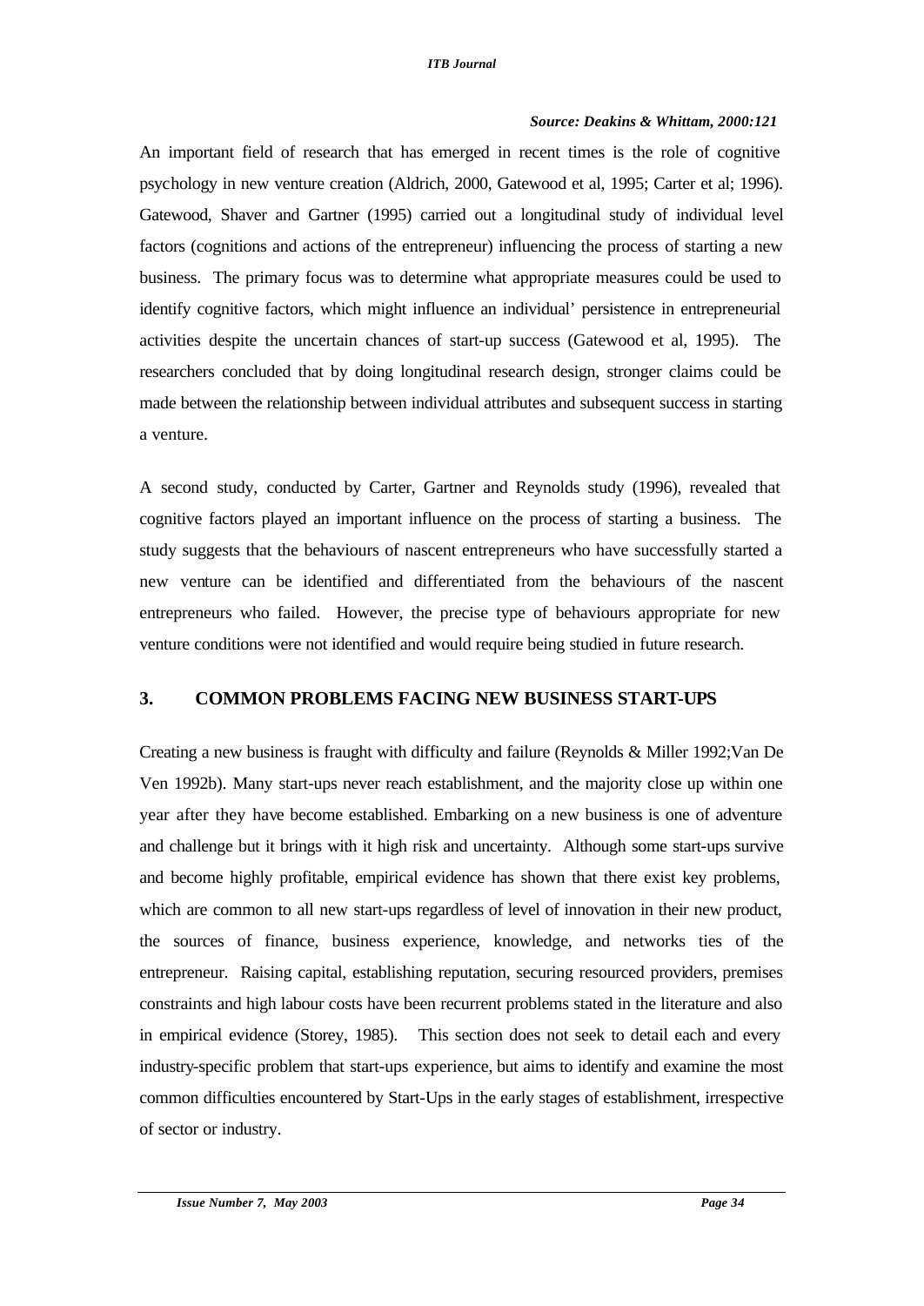*Source: Deakins & Whittam, 2000:121*

An important field of research that has emerged in recent times is the role of cognitive psychology in new venture creation (Aldrich, 2000, Gatewood et al, 1995; Carter et al; 1996). Gatewood, Shaver and Gartner (1995) carried out a longitudinal study of individual level factors (cognitions and actions of the entrepreneur) influencing the process of starting a new business. The primary focus was to determine what appropriate measures could be used to identify cognitive factors, which might influence an individual' persistence in entrepreneurial activities despite the uncertain chances of start-up success (Gatewood et al, 1995). The researchers concluded that by doing longitudinal research design, stronger claims could be made between the relationship between individual attributes and subsequent success in starting a venture.

A second study, conducted by Carter, Gartner and Reynolds study (1996), revealed that cognitive factors played an important influence on the process of starting a business. The study suggests that the behaviours of nascent entrepreneurs who have successfully started a new venture can be identified and differentiated from the behaviours of the nascent entrepreneurs who failed. However, the precise type of behaviours appropriate for new venture conditions were not identified and would require being studied in future research.

## 3. COMMON PROBLEMS FACING NEW BUSINESS START-UPS

Creating a new business is fraught with difficulty and failure (Reynolds & Miller 1992;Van De Ven 1992b). Many start-ups never reach establishment, and the majority close up within one year after they have become established. Embarking on a new business is one of adventure and challenge but it brings with it high risk and uncertainty. Although some start-ups survive and become highly profitable, empirical evidence has shown that there exist key problems, which are common to all new start-ups regardless of level of innovation in their new product, the sources of finance, business experience, knowledge, and networks ties of the entrepreneur. Raising capital, establishing reputation, securing resourced providers, premises constraints and high labour costs have been recurrent problems stated in the literature and also in empirical evidence (Storey, 1985). This section does not seek to detail each and every industry-specific problem that start-ups experience, but aims to identify and examine the most common difficulties encountered by Start-Ups in the early stages of establishment, irrespective of sector or industry.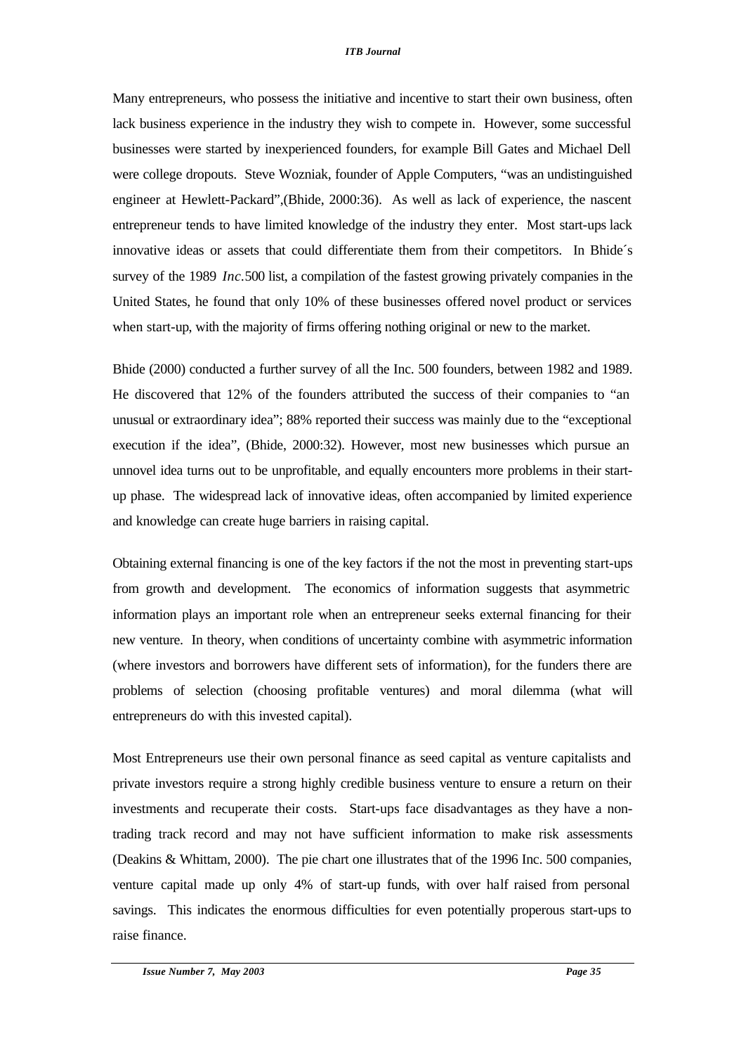Many entrepreneurs, who possess the initiative and incentive to start their own business, often lack business experience in the industry they wish to compete in. However, some successful businesses were started by inexperienced founders, for example Bill Gates and Michael Dell were college dropouts. Steve Wozniak, founder of Apple Computers, "was an undistinguished engineer at Hewlett-Packard",(Bhide, 2000:36). As well as lack of experience, the nascent entrepreneur tends to have limited knowledge of the industry they enter. Most start-ups lack innovative ideas or assets that could differentiate them from their competitors. In Bhide´s survey of the 1989 *Inc.*500 list, a compilation of the fastest growing privately companies in the United States, he found that only 10% of these businesses offered novel product or services when start-up, with the majority of firms offering nothing original or new to the market.

Bhide (2000) conducted a further survey of all the Inc. 500 founders, between 1982 and 1989. He discovered that 12% of the founders attributed the success of their companies to "an unusual or extraordinary idea"; 88% reported their success was mainly due to the "exceptional execution if the idea", (Bhide, 2000:32). However, most new businesses which pursue an unnovel idea turns out to be unprofitable, and equally encounters more problems in their start-up phase. The widespread lack of innovative ideas, often accompanied by limited experience and knowledge can create huge barriers in raising capital.

Obtaining external financing is one of the key factors if the not the most in preventing start-ups from growth and development. The economics of information suggests that asymmetric information plays an important role when an entrepreneur seeks external financing for their new venture. In theory, when conditions of uncertainty combine with asymmetric information (where investors and borrowers have different sets of information), for the funders there are problems of selection (choosing profitable ventures) and moral dilemma (what will entrepreneurs do with this invested capital).

Most Entrepreneurs use their own personal finance as seed capital as venture capitalists and private investors require a strong highly credible business venture to ensure a return on their investments and recuperate their costs. Start-ups face disadvantages as they have a non-trading track record and may not have sufficient information to make risk assessments (Deakins & Whittam, 2000). The pie chart one illustrates that of the 1996 Inc. 500 companies, venture capital made up only 4% of start-up funds, with over half raised from personal savings. This indicates the enormous difficulties for even potentially properous start-ups to raise finance.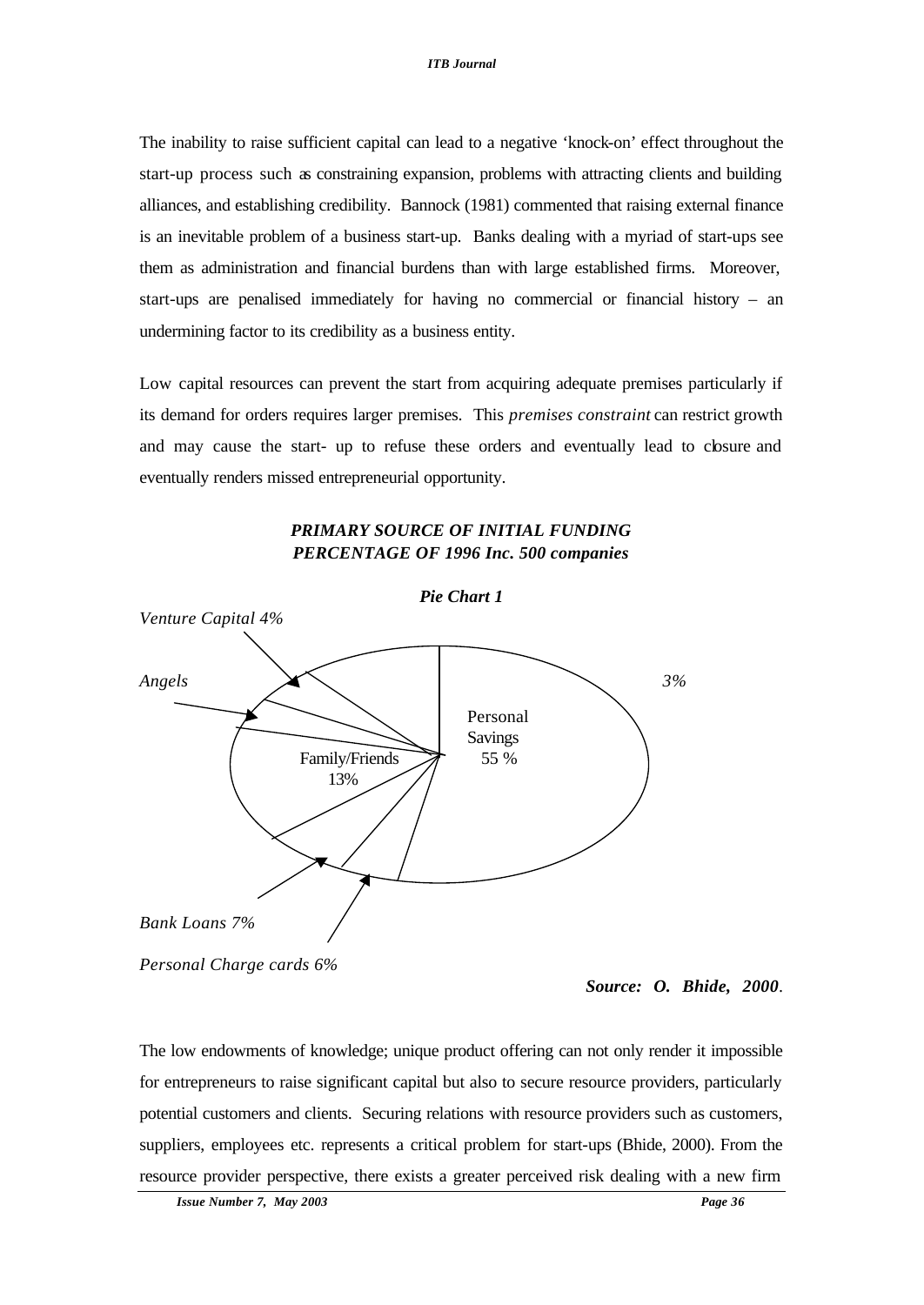The inability to raise sufficient capital can lead to a negative 'knock-on' effect throughout the start-up process such as constraining expansion, problems with attracting clients and building alliances, and establishing credibility. Bannock (1981) commented that raising external finance is an inevitable problem of a business start-up. Banks dealing with a myriad of start-ups see them as administration and financial burdens than with large established firms. Moreover, start-ups are penalised immediately for having no commercial or financial history – an undermining factor to its credibility as a business entity.

Low capital resources can prevent the start from acquiring adequate premises particularly if its demand for orders requires larger premises. This *premises constraint* can restrict growth and may cause the start- up to refuse these orders and eventually lead to closure and eventually renders missed entrepreneurial opportunity.

***PRIMARY SOURCE OF INITIAL FUNDING***
***PERCENTAGE OF 1996 Inc. 500 companies***

***Pie Chart 1***

*Venture Capital 4%*

*Angels* *3%*

Personal Savings 55 %

Family/Friends 13%

*Bank Loans 7%*

*Personal Charge cards 6%*

***Source: O. Bhide, 2000.***

The low endowments of knowledge; unique product offering can not only render it impossible for entrepreneurs to raise significant capital but also to secure resource providers, particularly potential customers and clients. Securing relations with resource providers such as customers, suppliers, employees etc. represents a critical problem for start-ups (Bhide, 2000). From the resource provider perspective, there exists a greater perceived risk dealing with a new firm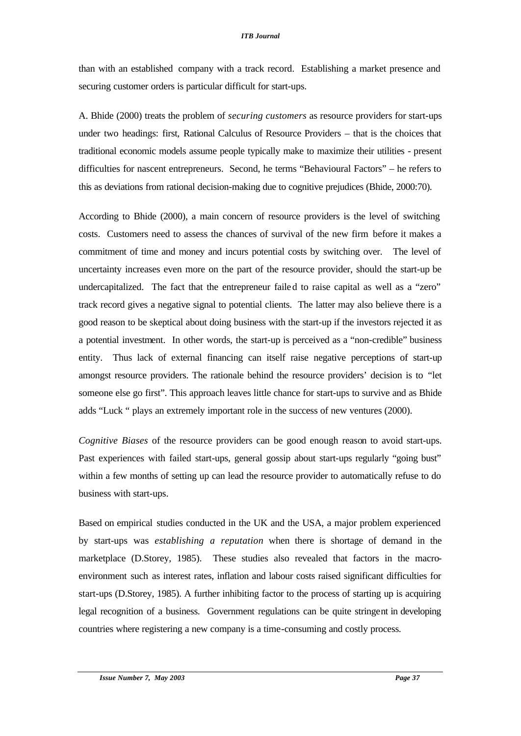than with an established company with a track record. Establishing a market presence and securing customer orders is particular difficult for start-ups.

A. Bhide (2000) treats the problem of *securing customers* as resource providers for start-ups under two headings: first, Rational Calculus of Resource Providers – that is the choices that traditional economic models assume people typically make to maximize their utilities - present difficulties for nascent entrepreneurs. Second, he terms "Behavioural Factors" – he refers to this as deviations from rational decision-making due to cognitive prejudices (Bhide, 2000:70).

According to Bhide (2000), a main concern of resource providers is the level of switching costs. Customers need to assess the chances of survival of the new firm before it makes a commitment of time and money and incurs potential costs by switching over. The level of uncertainty increases even more on the part of the resource provider, should the start-up be undercapitalized. The fact that the entrepreneur failed to raise capital as well as a "zero" track record gives a negative signal to potential clients. The latter may also believe there is a good reason to be skeptical about doing business with the start-up if the investors rejected it as a potential investment. In other words, the start-up is perceived as a "non-credible" business entity. Thus lack of external financing can itself raise negative perceptions of start-up amongst resource providers. The rationale behind the resource providers' decision is to "let someone else go first". This approach leaves little chance for start-ups to survive and as Bhide adds "Luck " plays an extremely important role in the success of new ventures (2000).

*Cognitive Biases* of the resource providers can be good enough reason to avoid start-ups. Past experiences with failed start-ups, general gossip about start-ups regularly "going bust" within a few months of setting up can lead the resource provider to automatically refuse to do business with start-ups.

Based on empirical studies conducted in the UK and the USA, a major problem experienced by start-ups was *establishing a reputation* when there is shortage of demand in the marketplace (D.Storey, 1985). These studies also revealed that factors in the macro-environment such as interest rates, inflation and labour costs raised significant difficulties for start-ups (D.Storey, 1985). A further inhibiting factor to the process of starting up is acquiring legal recognition of a business. Government regulations can be quite stringent in developing countries where registering a new company is a time-consuming and costly process.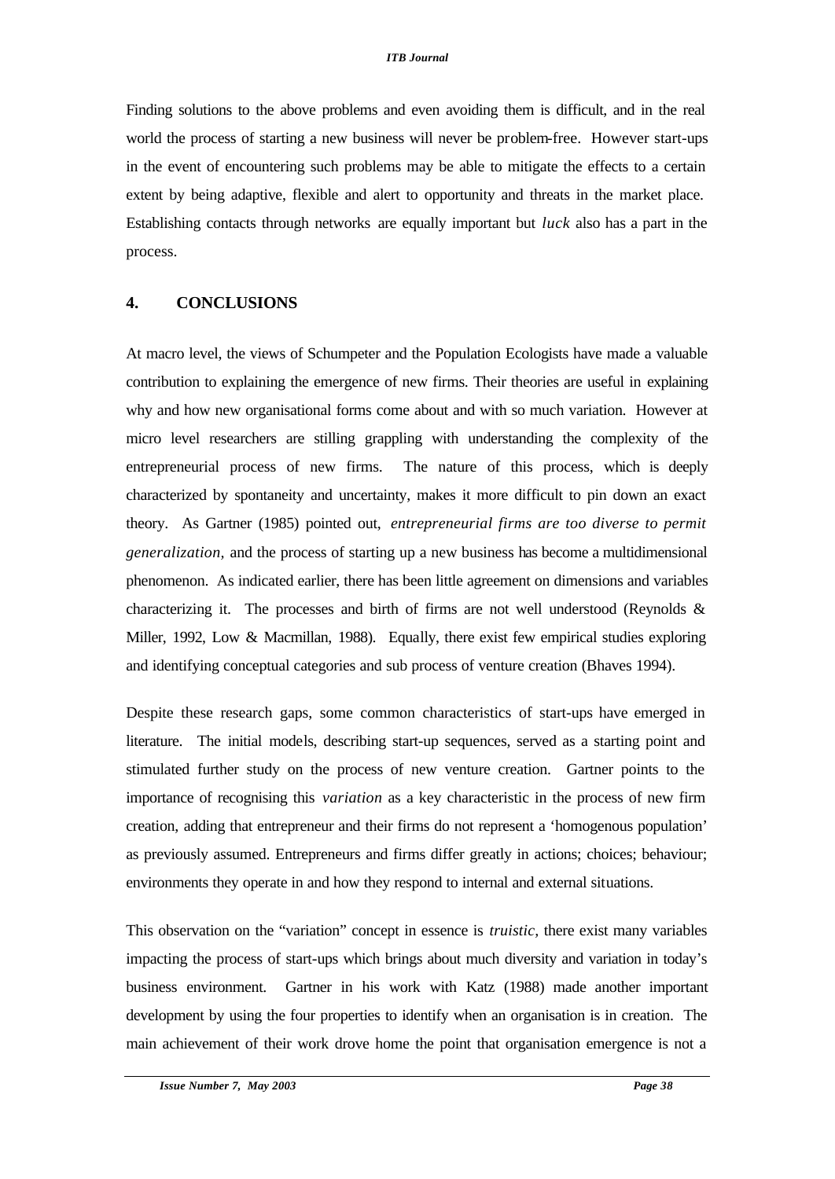Finding solutions to the above problems and even avoiding them is difficult, and in the real world the process of starting a new business will never be problem-free. However start-ups in the event of encountering such problems may be able to mitigate the effects to a certain extent by being adaptive, flexible and alert to opportunity and threats in the market place. Establishing contacts through networks are equally important but *luck* also has a part in the process.

## 4. CONCLUSIONS

At macro level, the views of Schumpeter and the Population Ecologists have made a valuable contribution to explaining the emergence of new firms. Their theories are useful in explaining why and how new organisational forms come about and with so much variation. However at micro level researchers are stilling grappling with understanding the complexity of the entrepreneurial process of new firms. The nature of this process, which is deeply characterized by spontaneity and uncertainty, makes it more difficult to pin down an exact theory. As Gartner (1985) pointed out, *entrepreneurial firms are too diverse to permit generalization,* and the process of starting up a new business has become a multidimensional phenomenon. As indicated earlier, there has been little agreement on dimensions and variables characterizing it. The processes and birth of firms are not well understood (Reynolds & Miller, 1992, Low & Macmillan, 1988). Equally, there exist few empirical studies exploring and identifying conceptual categories and sub process of venture creation (Bhaves 1994).

Despite these research gaps, some common characteristics of start-ups have emerged in literature. The initial models, describing start-up sequences, served as a starting point and stimulated further study on the process of new venture creation. Gartner points to the importance of recognising this *variation* as a key characteristic in the process of new firm creation, adding that entrepreneur and their firms do not represent a 'homogenous population' as previously assumed. Entrepreneurs and firms differ greatly in actions; choices; behaviour; environments they operate in and how they respond to internal and external situations.

This observation on the "variation" concept in essence is *truistic*, there exist many variables impacting the process of start-ups which brings about much diversity and variation in today's business environment. Gartner in his work with Katz (1988) made another important development by using the four properties to identify when an organisation is in creation. The main achievement of their work drove home the point that organisation emergence is not a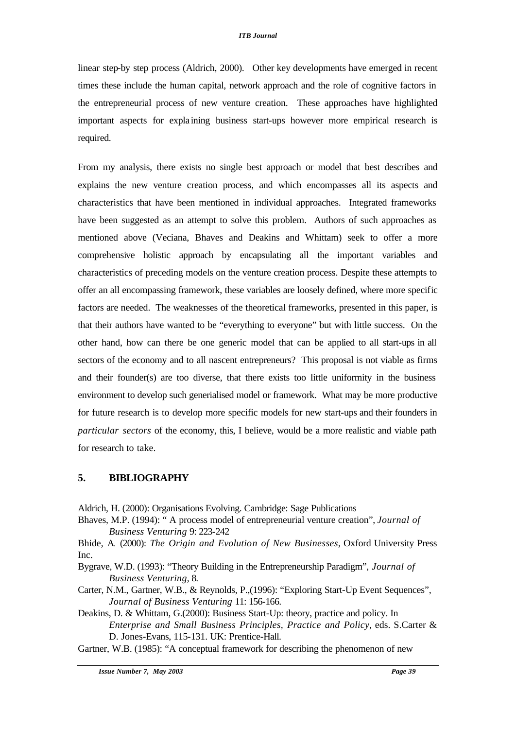linear step-by step process (Aldrich, 2000). Other key developments have emerged in recent times these include the human capital, network approach and the role of cognitive factors in the entrepreneurial process of new venture creation. These approaches have highlighted important aspects for explaining business start-ups however more empirical research is required.

From my analysis, there exists no single best approach or model that best describes and explains the new venture creation process, and which encompasses all its aspects and characteristics that have been mentioned in individual approaches. Integrated frameworks have been suggested as an attempt to solve this problem. Authors of such approaches as mentioned above (Veciana, Bhaves and Deakins and Whittam) seek to offer a more comprehensive holistic approach by encapsulating all the important variables and characteristics of preceding models on the venture creation process. Despite these attempts to offer an all encompassing framework, these variables are loosely defined, where more specific factors are needed. The weaknesses of the theoretical frameworks, presented in this paper, is that their authors have wanted to be "everything to everyone" but with little success. On the other hand, how can there be one generic model that can be applied to all start-ups in all sectors of the economy and to all nascent entrepreneurs? This proposal is not viable as firms and their founder(s) are too diverse, that there exists too little uniformity in the business environment to develop such generialised model or framework. What may be more productive for future research is to develop more specific models for new start-ups and their founders in *particular sectors* of the economy, this, I believe, would be a more realistic and viable path for research to take.

## 5. BIBLIOGRAPHY

Aldrich, H. (2000): Organisations Evolving. Cambridge: Sage Publications

Bhaves, M.P. (1994): " A process model of entrepreneurial venture creation", *Journal of Business Venturing* 9: 223-242

Bhide, A. (2000): *The Origin and Evolution of New Businesses*, Oxford University Press Inc.

Bygrave, W.D. (1993): "Theory Building in the Entrepreneurship Paradigm", *Journal of Business Venturing*, 8.

Carter, N.M., Gartner, W.B., & Reynolds, P.,(1996): "Exploring Start-Up Event Sequences", *Journal of Business Venturing* 11: 156-166.

Deakins, D. & Whittam, G.(2000): Business Start-Up: theory, practice and policy. In *Enterprise and Small Business Principles, Practice and Policy*, eds. S.Carter & D. Jones-Evans, 115-131. UK: Prentice-Hall.

Gartner, W.B. (1985): "A conceptual framework for describing the phenomenon of new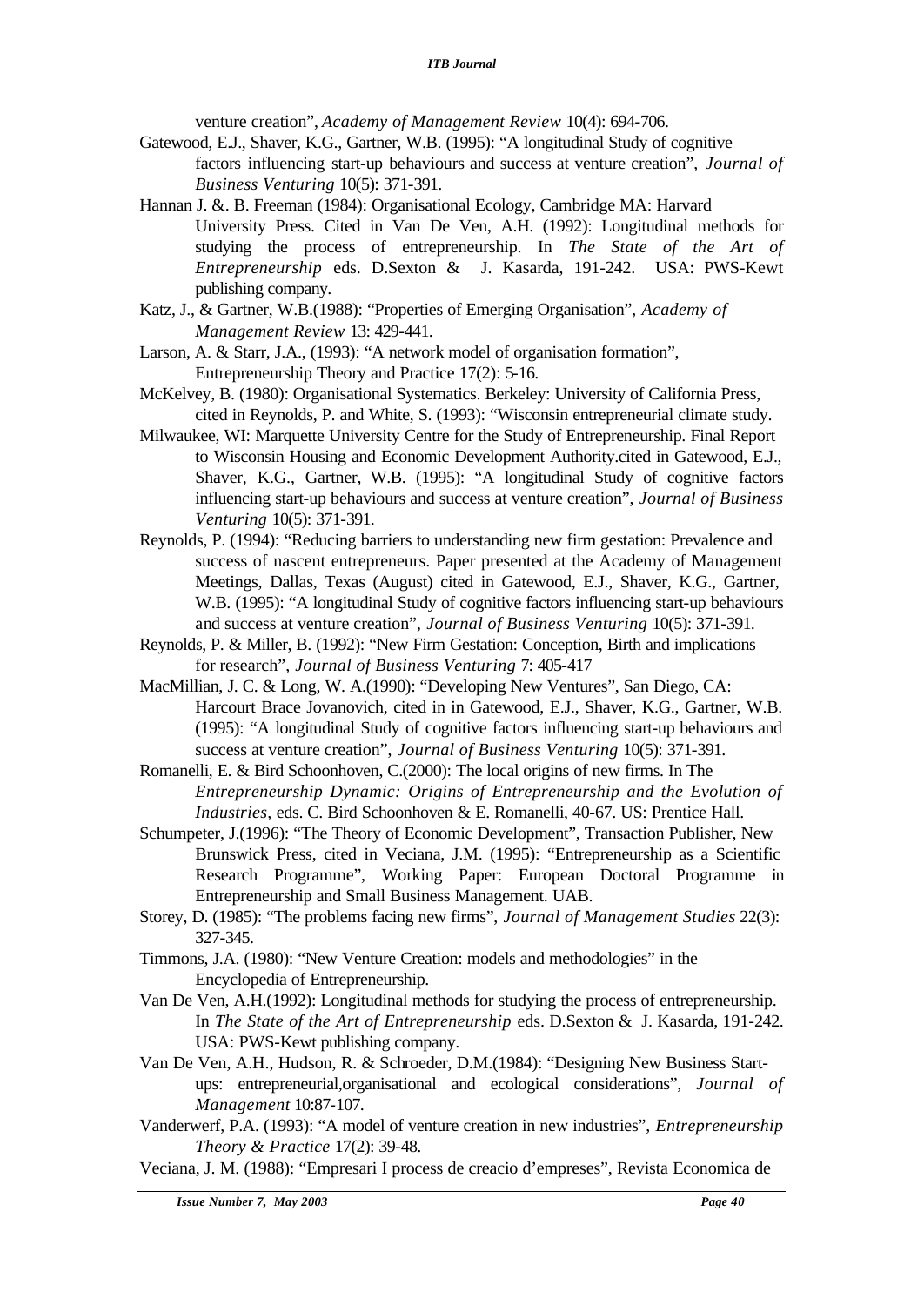venture creation", *Academy of Management Review* 10(4): 694-706.

Gatewood, E.J., Shaver, K.G., Gartner, W.B. (1995): "A longitudinal Study of cognitive factors influencing start-up behaviours and success at venture creation", *Journal of Business Venturing* 10(5): 371-391.

Hannan J. &. B. Freeman (1984): Organisational Ecology, Cambridge MA: Harvard University Press. Cited in Van De Ven, A.H. (1992): Longitudinal methods for studying the process of entrepreneurship. In *The State of the Art of Entrepreneurship* eds. D.Sexton & J. Kasarda, 191-242. USA: PWS-Kewt publishing company.

Katz, J., & Gartner, W.B.(1988): "Properties of Emerging Organisation", *Academy of Management Review* 13: 429-441.

Larson, A. & Starr, J.A., (1993): "A network model of organisation formation", Entrepreneurship Theory and Practice 17(2): 5-16.

McKelvey, B. (1980): Organisational Systematics. Berkeley: University of California Press, cited in Reynolds, P. and White, S. (1993): "Wisconsin entrepreneurial climate study.

Milwaukee, WI: Marquette University Centre for the Study of Entrepreneurship. Final Report to Wisconsin Housing and Economic Development Authority.cited in Gatewood, E.J., Shaver, K.G., Gartner, W.B. (1995): "A longitudinal Study of cognitive factors influencing start-up behaviours and success at venture creation", *Journal of Business Venturing* 10(5): 371-391.

Reynolds, P. (1994): "Reducing barriers to understanding new firm gestation: Prevalence and success of nascent entrepreneurs. Paper presented at the Academy of Management Meetings, Dallas, Texas (August) cited in Gatewood, E.J., Shaver, K.G., Gartner, W.B. (1995): "A longitudinal Study of cognitive factors influencing start-up behaviours and success at venture creation", *Journal of Business Venturing* 10(5): 371-391.

Reynolds, P. & Miller, B. (1992): "New Firm Gestation: Conception, Birth and implications for research", *Journal of Business Venturing* 7: 405-417

MacMillian, J. C. & Long, W. A.(1990): "Developing New Ventures", San Diego, CA: Harcourt Brace Jovanovich, cited in in Gatewood, E.J., Shaver, K.G., Gartner, W.B. (1995): "A longitudinal Study of cognitive factors influencing start-up behaviours and success at venture creation", *Journal of Business Venturing* 10(5): 371-391.

Romanelli, E. & Bird Schoonhoven, C.(2000): The local origins of new firms. In The *Entrepreneurship Dynamic: Origins of Entrepreneurship and the Evolution of Industries*, eds. C. Bird Schoonhoven & E. Romanelli, 40-67. US: Prentice Hall.

Schumpeter, J.(1996): "The Theory of Economic Development", Transaction Publisher, New Brunswick Press, cited in Veciana, J.M. (1995): "Entrepreneurship as a Scientific Research Programme", Working Paper: European Doctoral Programme in Entrepreneurship and Small Business Management. UAB.

Storey, D. (1985): "The problems facing new firms", *Journal of Management Studies* 22(3): 327-345.

Timmons, J.A. (1980): "New Venture Creation: models and methodologies" in the Encyclopedia of Entrepreneurship.

Van De Ven, A.H.(1992): Longitudinal methods for studying the process of entrepreneurship. In *The State of the Art of Entrepreneurship* eds. D.Sexton & J. Kasarda, 191-242. USA: PWS-Kewt publishing company.

Van De Ven, A.H., Hudson, R. & Schroeder, D.M.(1984): "Designing New Business Start-ups: entrepreneurial,organisational and ecological considerations", *Journal of Management* 10:87-107.

Vanderwerf, P.A. (1993): "A model of venture creation in new industries", *Entrepreneurship Theory & Practice* 17(2): 39-48.

Veciana, J. M. (1988): "Empresari I process de creacio d'empreses", Revista Economica de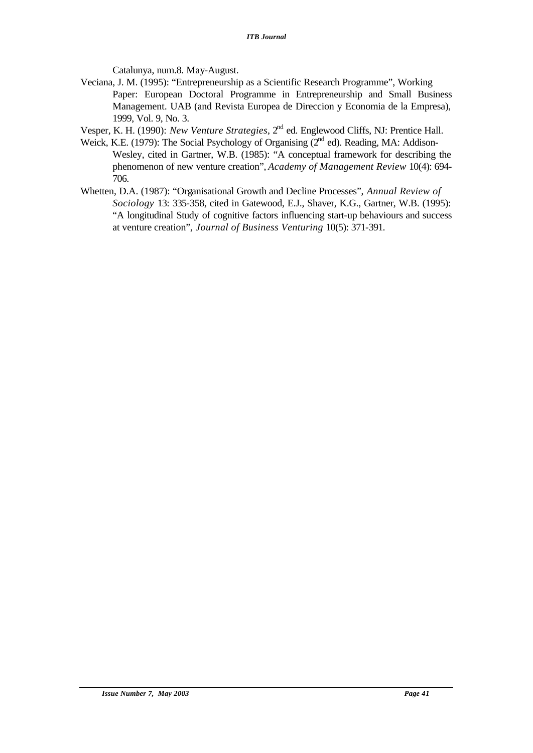Catalunya, num.8. May-August.

Veciana, J. M. (1995): "Entrepreneurship as a Scientific Research Programme", Working Paper: European Doctoral Programme in Entrepreneurship and Small Business Management. UAB (and Revista Europea de Direccion y Economia de la Empresa), 1999, Vol. 9, No. 3.

Vesper, K. H. (1990): *New Venture Strategies*, 2nd ed. Englewood Cliffs, NJ: Prentice Hall.

Weick, K.E. (1979): The Social Psychology of Organising (2nd ed). Reading, MA: Addison-Wesley, cited in Gartner, W.B. (1985): "A conceptual framework for describing the phenomenon of new venture creation", *Academy of Management Review* 10(4): 694-706.

Whetten, D.A. (1987): "Organisational Growth and Decline Processes", *Annual Review of Sociology* 13: 335-358, cited in Gatewood, E.J., Shaver, K.G., Gartner, W.B. (1995): "A longitudinal Study of cognitive factors influencing start-up behaviours and success at venture creation", *Journal of Business Venturing* 10(5): 371-391.